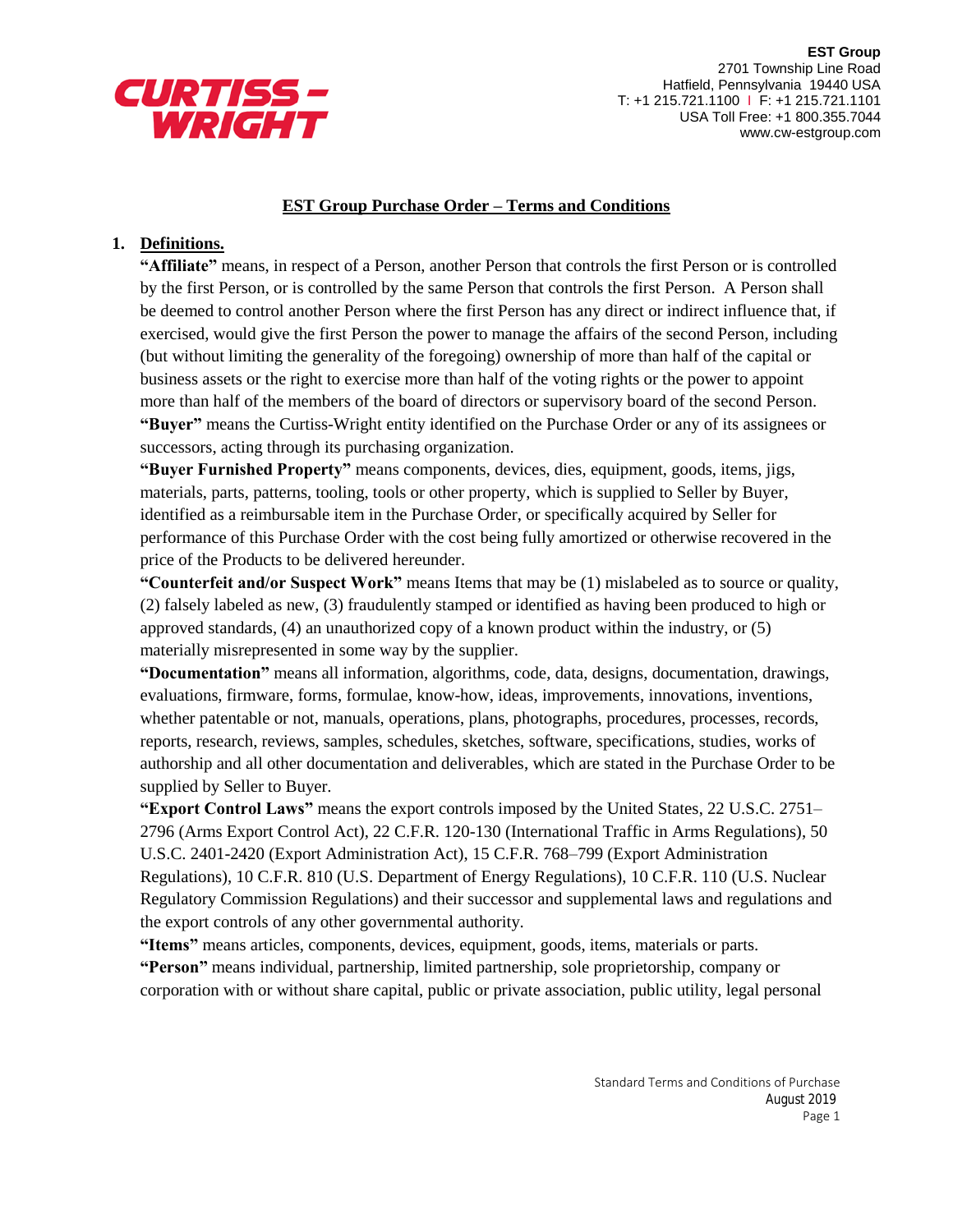**EST Group**
2701 Township Line Road
Hatfield, Pennsylvania 19440 USA
T: +1 215.721.1100 | F: +1 215.721.1101
USA Toll Free: +1 800.355.7044
www.cw-estgroup.com

# EST Group Purchase Order – Terms and Conditions

## 1. Definitions.

**"Affiliate"** means, in respect of a Person, another Person that controls the first Person or is controlled by the first Person, or is controlled by the same Person that controls the first Person. A Person shall be deemed to control another Person where the first Person has any direct or indirect influence that, if exercised, would give the first Person the power to manage the affairs of the second Person, including (but without limiting the generality of the foregoing) ownership of more than half of the capital or business assets or the right to exercise more than half of the voting rights or the power to appoint more than half of the members of the board of directors or supervisory board of the second Person.

**"Buyer"** means the Curtiss-Wright entity identified on the Purchase Order or any of its assignees or successors, acting through its purchasing organization.

**"Buyer Furnished Property"** means components, devices, dies, equipment, goods, items, jigs, materials, parts, patterns, tooling, tools or other property, which is supplied to Seller by Buyer, identified as a reimbursable item in the Purchase Order, or specifically acquired by Seller for performance of this Purchase Order with the cost being fully amortized or otherwise recovered in the price of the Products to be delivered hereunder.

**"Counterfeit and/or Suspect Work"** means Items that may be (1) mislabeled as to source or quality, (2) falsely labeled as new, (3) fraudulently stamped or identified as having been produced to high or approved standards, (4) an unauthorized copy of a known product within the industry, or (5) materially misrepresented in some way by the supplier.

**"Documentation"** means all information, algorithms, code, data, designs, documentation, drawings, evaluations, firmware, forms, formulae, know-how, ideas, improvements, innovations, inventions, whether patentable or not, manuals, operations, plans, photographs, procedures, processes, records, reports, research, reviews, samples, schedules, sketches, software, specifications, studies, works of authorship and all other documentation and deliverables, which are stated in the Purchase Order to be supplied by Seller to Buyer.

**"Export Control Laws"** means the export controls imposed by the United States, 22 U.S.C. 2751–2796 (Arms Export Control Act), 22 C.F.R. 120-130 (International Traffic in Arms Regulations), 50 U.S.C. 2401-2420 (Export Administration Act), 15 C.F.R. 768–799 (Export Administration Regulations), 10 C.F.R. 810 (U.S. Department of Energy Regulations), 10 C.F.R. 110 (U.S. Nuclear Regulatory Commission Regulations) and their successor and supplemental laws and regulations and the export controls of any other governmental authority.

**"Items"** means articles, components, devices, equipment, goods, items, materials or parts.

**"Person"** means individual, partnership, limited partnership, sole proprietorship, company or corporation with or without share capital, public or private association, public utility, legal personal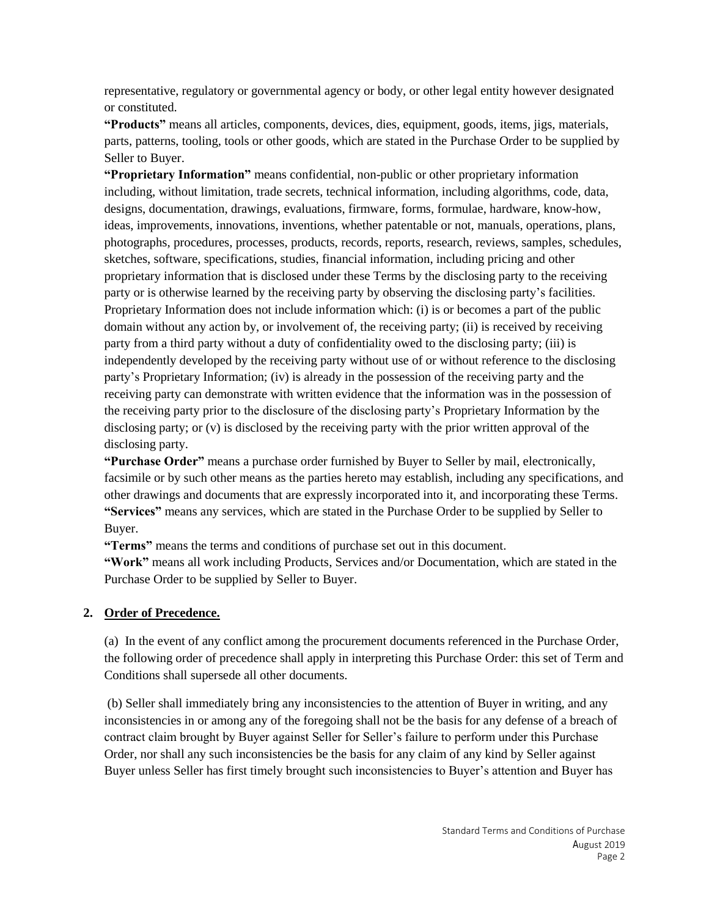representative, regulatory or governmental agency or body, or other legal entity however designated or constituted.

**"Products"** means all articles, components, devices, dies, equipment, goods, items, jigs, materials, parts, patterns, tooling, tools or other goods, which are stated in the Purchase Order to be supplied by Seller to Buyer.

**"Proprietary Information"** means confidential, non-public or other proprietary information including, without limitation, trade secrets, technical information, including algorithms, code, data, designs, documentation, drawings, evaluations, firmware, forms, formulae, hardware, know-how, ideas, improvements, innovations, inventions, whether patentable or not, manuals, operations, plans, photographs, procedures, processes, products, records, reports, research, reviews, samples, schedules, sketches, software, specifications, studies, financial information, including pricing and other proprietary information that is disclosed under these Terms by the disclosing party to the receiving party or is otherwise learned by the receiving party by observing the disclosing party's facilities. Proprietary Information does not include information which: (i) is or becomes a part of the public domain without any action by, or involvement of, the receiving party; (ii) is received by receiving party from a third party without a duty of confidentiality owed to the disclosing party; (iii) is independently developed by the receiving party without use of or without reference to the disclosing party's Proprietary Information; (iv) is already in the possession of the receiving party and the receiving party can demonstrate with written evidence that the information was in the possession of the receiving party prior to the disclosure of the disclosing party's Proprietary Information by the disclosing party; or (v) is disclosed by the receiving party with the prior written approval of the disclosing party.

**"Purchase Order"** means a purchase order furnished by Buyer to Seller by mail, electronically, facsimile or by such other means as the parties hereto may establish, including any specifications, and other drawings and documents that are expressly incorporated into it, and incorporating these Terms.

**"Services"** means any services, which are stated in the Purchase Order to be supplied by Seller to Buyer.

**"Terms"** means the terms and conditions of purchase set out in this document.

**"Work"** means all work including Products, Services and/or Documentation, which are stated in the Purchase Order to be supplied by Seller to Buyer.

**2. Order of Precedence.**

(a) In the event of any conflict among the procurement documents referenced in the Purchase Order, the following order of precedence shall apply in interpreting this Purchase Order: this set of Term and Conditions shall supersede all other documents.

(b) Seller shall immediately bring any inconsistencies to the attention of Buyer in writing, and any inconsistencies in or among any of the foregoing shall not be the basis for any defense of a breach of contract claim brought by Buyer against Seller for Seller's failure to perform under this Purchase Order, nor shall any such inconsistencies be the basis for any claim of any kind by Seller against Buyer unless Seller has first timely brought such inconsistencies to Buyer's attention and Buyer has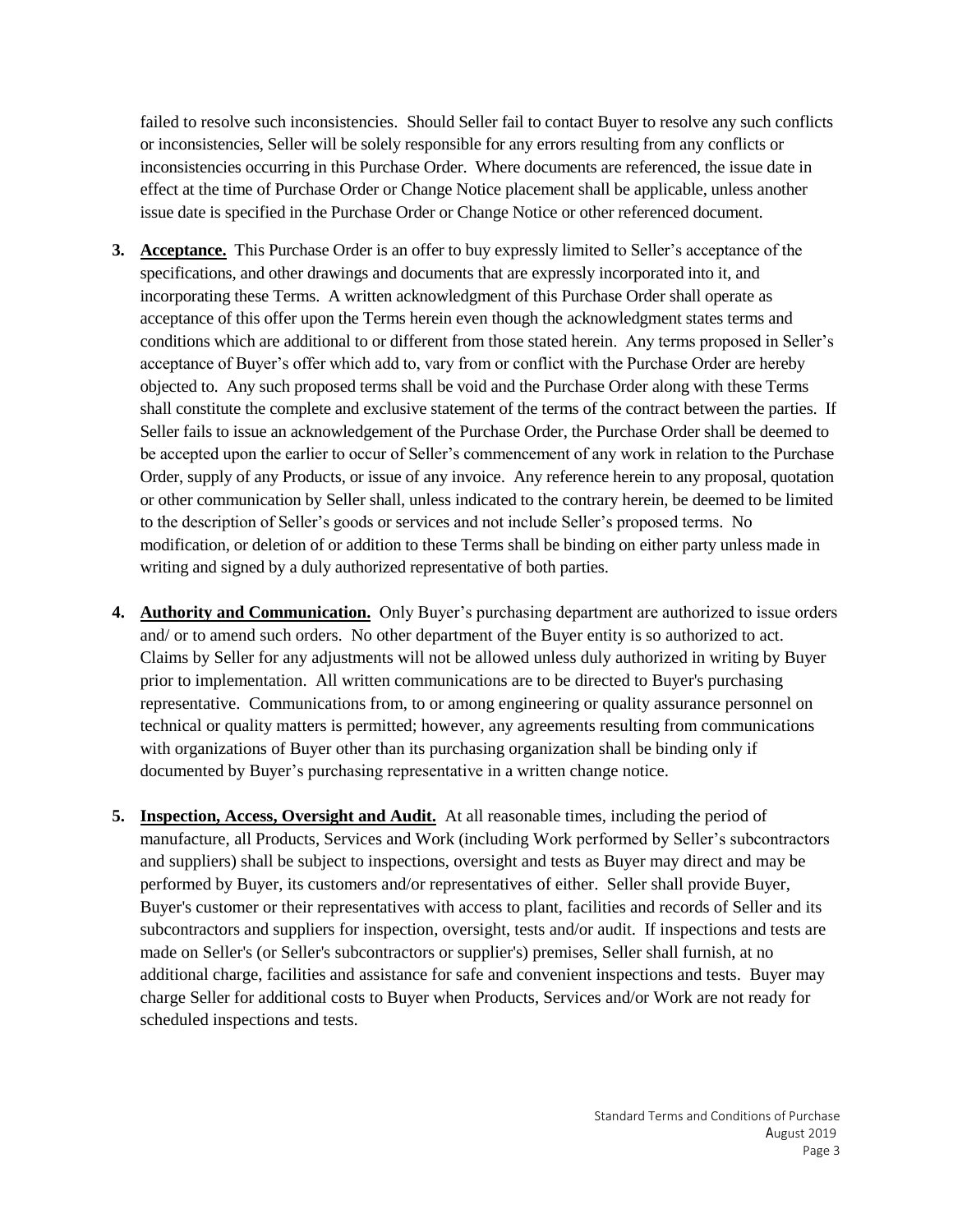failed to resolve such inconsistencies. Should Seller fail to contact Buyer to resolve any such conflicts or inconsistencies, Seller will be solely responsible for any errors resulting from any conflicts or inconsistencies occurring in this Purchase Order. Where documents are referenced, the issue date in effect at the time of Purchase Order or Change Notice placement shall be applicable, unless another issue date is specified in the Purchase Order or Change Notice or other referenced document.

3. **Acceptance.** This Purchase Order is an offer to buy expressly limited to Seller's acceptance of the specifications, and other drawings and documents that are expressly incorporated into it, and incorporating these Terms. A written acknowledgment of this Purchase Order shall operate as acceptance of this offer upon the Terms herein even though the acknowledgment states terms and conditions which are additional to or different from those stated herein. Any terms proposed in Seller's acceptance of Buyer's offer which add to, vary from or conflict with the Purchase Order are hereby objected to. Any such proposed terms shall be void and the Purchase Order along with these Terms shall constitute the complete and exclusive statement of the terms of the contract between the parties. If Seller fails to issue an acknowledgement of the Purchase Order, the Purchase Order shall be deemed to be accepted upon the earlier to occur of Seller's commencement of any work in relation to the Purchase Order, supply of any Products, or issue of any invoice. Any reference herein to any proposal, quotation or other communication by Seller shall, unless indicated to the contrary herein, be deemed to be limited to the description of Seller's goods or services and not include Seller's proposed terms. No modification, or deletion of or addition to these Terms shall be binding on either party unless made in writing and signed by a duly authorized representative of both parties.

4. **Authority and Communication.** Only Buyer's purchasing department are authorized to issue orders and/ or to amend such orders. No other department of the Buyer entity is so authorized to act. Claims by Seller for any adjustments will not be allowed unless duly authorized in writing by Buyer prior to implementation. All written communications are to be directed to Buyer's purchasing representative. Communications from, to or among engineering or quality assurance personnel on technical or quality matters is permitted; however, any agreements resulting from communications with organizations of Buyer other than its purchasing organization shall be binding only if documented by Buyer's purchasing representative in a written change notice.

5. **Inspection, Access, Oversight and Audit.** At all reasonable times, including the period of manufacture, all Products, Services and Work (including Work performed by Seller's subcontractors and suppliers) shall be subject to inspections, oversight and tests as Buyer may direct and may be performed by Buyer, its customers and/or representatives of either. Seller shall provide Buyer, Buyer's customer or their representatives with access to plant, facilities and records of Seller and its subcontractors and suppliers for inspection, oversight, tests and/or audit. If inspections and tests are made on Seller's (or Seller's subcontractors or supplier's) premises, Seller shall furnish, at no additional charge, facilities and assistance for safe and convenient inspections and tests. Buyer may charge Seller for additional costs to Buyer when Products, Services and/or Work are not ready for scheduled inspections and tests.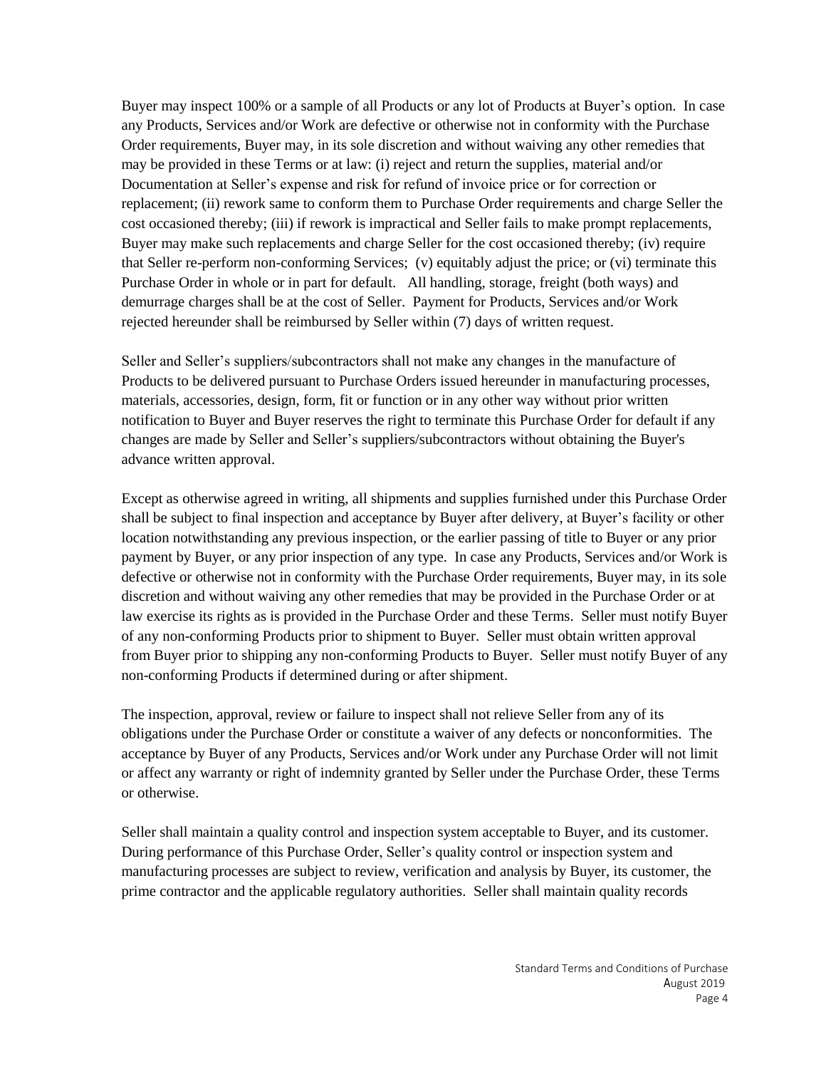Buyer may inspect 100% or a sample of all Products or any lot of Products at Buyer's option. In case any Products, Services and/or Work are defective or otherwise not in conformity with the Purchase Order requirements, Buyer may, in its sole discretion and without waiving any other remedies that may be provided in these Terms or at law: (i) reject and return the supplies, material and/or Documentation at Seller's expense and risk for refund of invoice price or for correction or replacement; (ii) rework same to conform them to Purchase Order requirements and charge Seller the cost occasioned thereby; (iii) if rework is impractical and Seller fails to make prompt replacements, Buyer may make such replacements and charge Seller for the cost occasioned thereby; (iv) require that Seller re-perform non-conforming Services; (v) equitably adjust the price; or (vi) terminate this Purchase Order in whole or in part for default. All handling, storage, freight (both ways) and demurrage charges shall be at the cost of Seller. Payment for Products, Services and/or Work rejected hereunder shall be reimbursed by Seller within (7) days of written request.

Seller and Seller's suppliers/subcontractors shall not make any changes in the manufacture of Products to be delivered pursuant to Purchase Orders issued hereunder in manufacturing processes, materials, accessories, design, form, fit or function or in any other way without prior written notification to Buyer and Buyer reserves the right to terminate this Purchase Order for default if any changes are made by Seller and Seller's suppliers/subcontractors without obtaining the Buyer's advance written approval.

Except as otherwise agreed in writing, all shipments and supplies furnished under this Purchase Order shall be subject to final inspection and acceptance by Buyer after delivery, at Buyer's facility or other location notwithstanding any previous inspection, or the earlier passing of title to Buyer or any prior payment by Buyer, or any prior inspection of any type. In case any Products, Services and/or Work is defective or otherwise not in conformity with the Purchase Order requirements, Buyer may, in its sole discretion and without waiving any other remedies that may be provided in the Purchase Order or at law exercise its rights as is provided in the Purchase Order and these Terms. Seller must notify Buyer of any non-conforming Products prior to shipment to Buyer. Seller must obtain written approval from Buyer prior to shipping any non-conforming Products to Buyer. Seller must notify Buyer of any non-conforming Products if determined during or after shipment.

The inspection, approval, review or failure to inspect shall not relieve Seller from any of its obligations under the Purchase Order or constitute a waiver of any defects or nonconformities. The acceptance by Buyer of any Products, Services and/or Work under any Purchase Order will not limit or affect any warranty or right of indemnity granted by Seller under the Purchase Order, these Terms or otherwise.

Seller shall maintain a quality control and inspection system acceptable to Buyer, and its customer. During performance of this Purchase Order, Seller's quality control or inspection system and manufacturing processes are subject to review, verification and analysis by Buyer, its customer, the prime contractor and the applicable regulatory authorities. Seller shall maintain quality records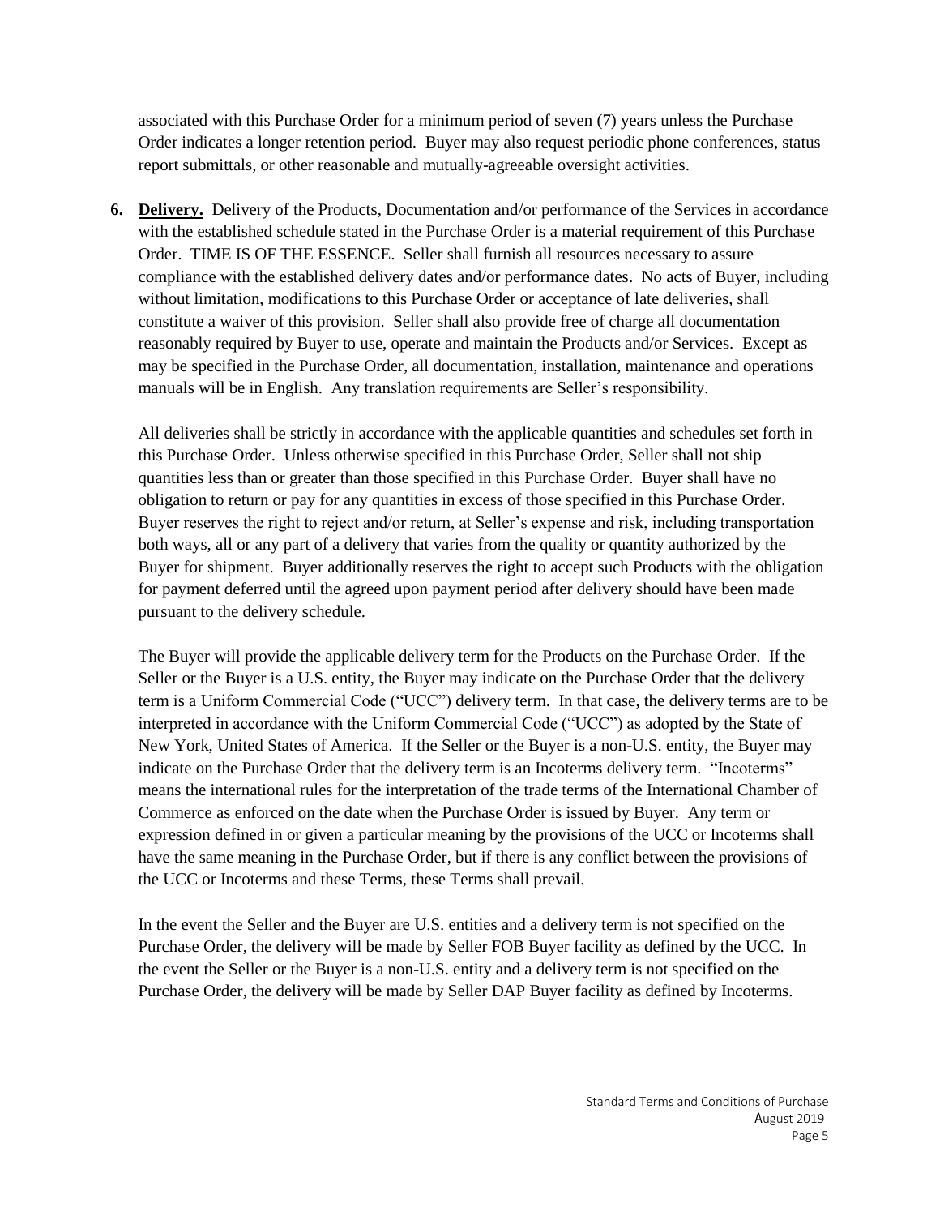associated with this Purchase Order for a minimum period of seven (7) years unless the Purchase Order indicates a longer retention period. Buyer may also request periodic phone conferences, status report submittals, or other reasonable and mutually-agreeable oversight activities.

**6. <u>Delivery.</u>** Delivery of the Products, Documentation and/or performance of the Services in accordance with the established schedule stated in the Purchase Order is a material requirement of this Purchase Order. TIME IS OF THE ESSENCE. Seller shall furnish all resources necessary to assure compliance with the established delivery dates and/or performance dates. No acts of Buyer, including without limitation, modifications to this Purchase Order or acceptance of late deliveries, shall constitute a waiver of this provision. Seller shall also provide free of charge all documentation reasonably required by Buyer to use, operate and maintain the Products and/or Services. Except as may be specified in the Purchase Order, all documentation, installation, maintenance and operations manuals will be in English. Any translation requirements are Seller's responsibility.

All deliveries shall be strictly in accordance with the applicable quantities and schedules set forth in this Purchase Order. Unless otherwise specified in this Purchase Order, Seller shall not ship quantities less than or greater than those specified in this Purchase Order. Buyer shall have no obligation to return or pay for any quantities in excess of those specified in this Purchase Order. Buyer reserves the right to reject and/or return, at Seller's expense and risk, including transportation both ways, all or any part of a delivery that varies from the quality or quantity authorized by the Buyer for shipment. Buyer additionally reserves the right to accept such Products with the obligation for payment deferred until the agreed upon payment period after delivery should have been made pursuant to the delivery schedule.

The Buyer will provide the applicable delivery term for the Products on the Purchase Order. If the Seller or the Buyer is a U.S. entity, the Buyer may indicate on the Purchase Order that the delivery term is a Uniform Commercial Code ("UCC") delivery term. In that case, the delivery terms are to be interpreted in accordance with the Uniform Commercial Code ("UCC") as adopted by the State of New York, United States of America. If the Seller or the Buyer is a non-U.S. entity, the Buyer may indicate on the Purchase Order that the delivery term is an Incoterms delivery term. "Incoterms" means the international rules for the interpretation of the trade terms of the International Chamber of Commerce as enforced on the date when the Purchase Order is issued by Buyer. Any term or expression defined in or given a particular meaning by the provisions of the UCC or Incoterms shall have the same meaning in the Purchase Order, but if there is any conflict between the provisions of the UCC or Incoterms and these Terms, these Terms shall prevail.

In the event the Seller and the Buyer are U.S. entities and a delivery term is not specified on the Purchase Order, the delivery will be made by Seller FOB Buyer facility as defined by the UCC. In the event the Seller or the Buyer is a non-U.S. entity and a delivery term is not specified on the Purchase Order, the delivery will be made by Seller DAP Buyer facility as defined by Incoterms.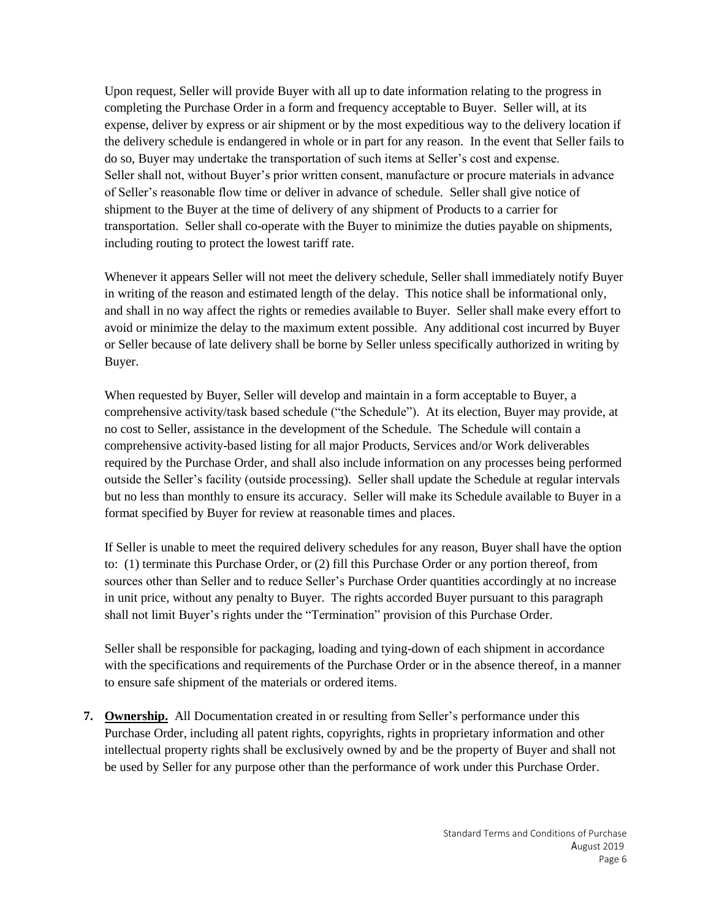Upon request, Seller will provide Buyer with all up to date information relating to the progress in completing the Purchase Order in a form and frequency acceptable to Buyer. Seller will, at its expense, deliver by express or air shipment or by the most expeditious way to the delivery location if the delivery schedule is endangered in whole or in part for any reason. In the event that Seller fails to do so, Buyer may undertake the transportation of such items at Seller's cost and expense. Seller shall not, without Buyer's prior written consent, manufacture or procure materials in advance of Seller's reasonable flow time or deliver in advance of schedule. Seller shall give notice of shipment to the Buyer at the time of delivery of any shipment of Products to a carrier for transportation. Seller shall co-operate with the Buyer to minimize the duties payable on shipments, including routing to protect the lowest tariff rate.

Whenever it appears Seller will not meet the delivery schedule, Seller shall immediately notify Buyer in writing of the reason and estimated length of the delay. This notice shall be informational only, and shall in no way affect the rights or remedies available to Buyer. Seller shall make every effort to avoid or minimize the delay to the maximum extent possible. Any additional cost incurred by Buyer or Seller because of late delivery shall be borne by Seller unless specifically authorized in writing by Buyer.

When requested by Buyer, Seller will develop and maintain in a form acceptable to Buyer, a comprehensive activity/task based schedule ("the Schedule"). At its election, Buyer may provide, at no cost to Seller, assistance in the development of the Schedule. The Schedule will contain a comprehensive activity-based listing for all major Products, Services and/or Work deliverables required by the Purchase Order, and shall also include information on any processes being performed outside the Seller's facility (outside processing). Seller shall update the Schedule at regular intervals but no less than monthly to ensure its accuracy. Seller will make its Schedule available to Buyer in a format specified by Buyer for review at reasonable times and places.

If Seller is unable to meet the required delivery schedules for any reason, Buyer shall have the option to: (1) terminate this Purchase Order, or (2) fill this Purchase Order or any portion thereof, from sources other than Seller and to reduce Seller's Purchase Order quantities accordingly at no increase in unit price, without any penalty to Buyer. The rights accorded Buyer pursuant to this paragraph shall not limit Buyer's rights under the "Termination" provision of this Purchase Order.

Seller shall be responsible for packaging, loading and tying-down of each shipment in accordance with the specifications and requirements of the Purchase Order or in the absence thereof, in a manner to ensure safe shipment of the materials or ordered items.

7. **Ownership.** All Documentation created in or resulting from Seller's performance under this Purchase Order, including all patent rights, copyrights, rights in proprietary information and other intellectual property rights shall be exclusively owned by and be the property of Buyer and shall not be used by Seller for any purpose other than the performance of work under this Purchase Order.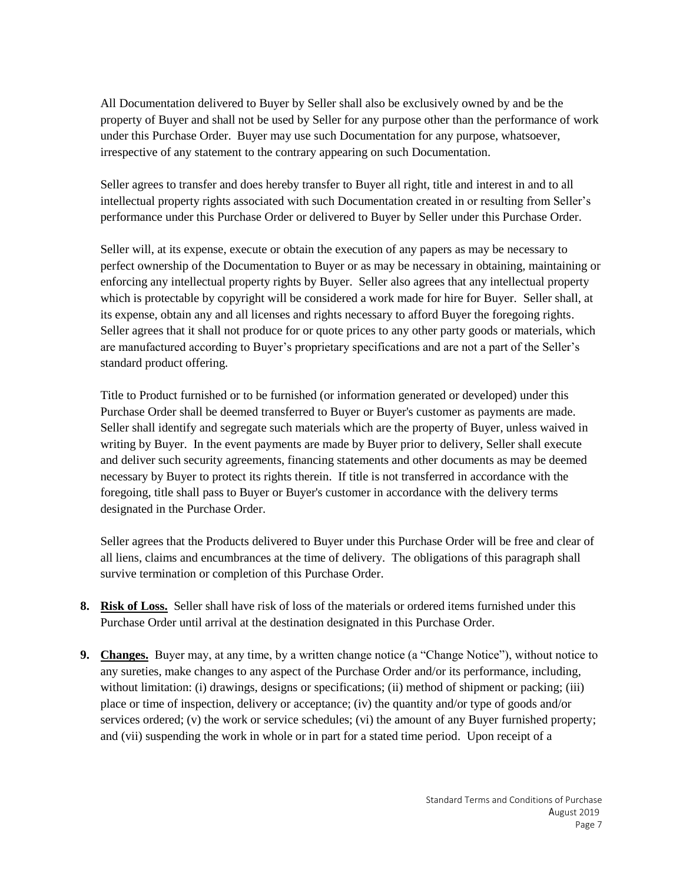All Documentation delivered to Buyer by Seller shall also be exclusively owned by and be the property of Buyer and shall not be used by Seller for any purpose other than the performance of work under this Purchase Order. Buyer may use such Documentation for any purpose, whatsoever, irrespective of any statement to the contrary appearing on such Documentation.

Seller agrees to transfer and does hereby transfer to Buyer all right, title and interest in and to all intellectual property rights associated with such Documentation created in or resulting from Seller's performance under this Purchase Order or delivered to Buyer by Seller under this Purchase Order.

Seller will, at its expense, execute or obtain the execution of any papers as may be necessary to perfect ownership of the Documentation to Buyer or as may be necessary in obtaining, maintaining or enforcing any intellectual property rights by Buyer. Seller also agrees that any intellectual property which is protectable by copyright will be considered a work made for hire for Buyer. Seller shall, at its expense, obtain any and all licenses and rights necessary to afford Buyer the foregoing rights. Seller agrees that it shall not produce for or quote prices to any other party goods or materials, which are manufactured according to Buyer's proprietary specifications and are not a part of the Seller's standard product offering.

Title to Product furnished or to be furnished (or information generated or developed) under this Purchase Order shall be deemed transferred to Buyer or Buyer's customer as payments are made. Seller shall identify and segregate such materials which are the property of Buyer, unless waived in writing by Buyer. In the event payments are made by Buyer prior to delivery, Seller shall execute and deliver such security agreements, financing statements and other documents as may be deemed necessary by Buyer to protect its rights therein. If title is not transferred in accordance with the foregoing, title shall pass to Buyer or Buyer's customer in accordance with the delivery terms designated in the Purchase Order.

Seller agrees that the Products delivered to Buyer under this Purchase Order will be free and clear of all liens, claims and encumbrances at the time of delivery. The obligations of this paragraph shall survive termination or completion of this Purchase Order.

8. **Risk of Loss.** Seller shall have risk of loss of the materials or ordered items furnished under this Purchase Order until arrival at the destination designated in this Purchase Order.

9. **Changes.** Buyer may, at any time, by a written change notice (a "Change Notice"), without notice to any sureties, make changes to any aspect of the Purchase Order and/or its performance, including, without limitation: (i) drawings, designs or specifications; (ii) method of shipment or packing; (iii) place or time of inspection, delivery or acceptance; (iv) the quantity and/or type of goods and/or services ordered; (v) the work or service schedules; (vi) the amount of any Buyer furnished property; and (vii) suspending the work in whole or in part for a stated time period. Upon receipt of a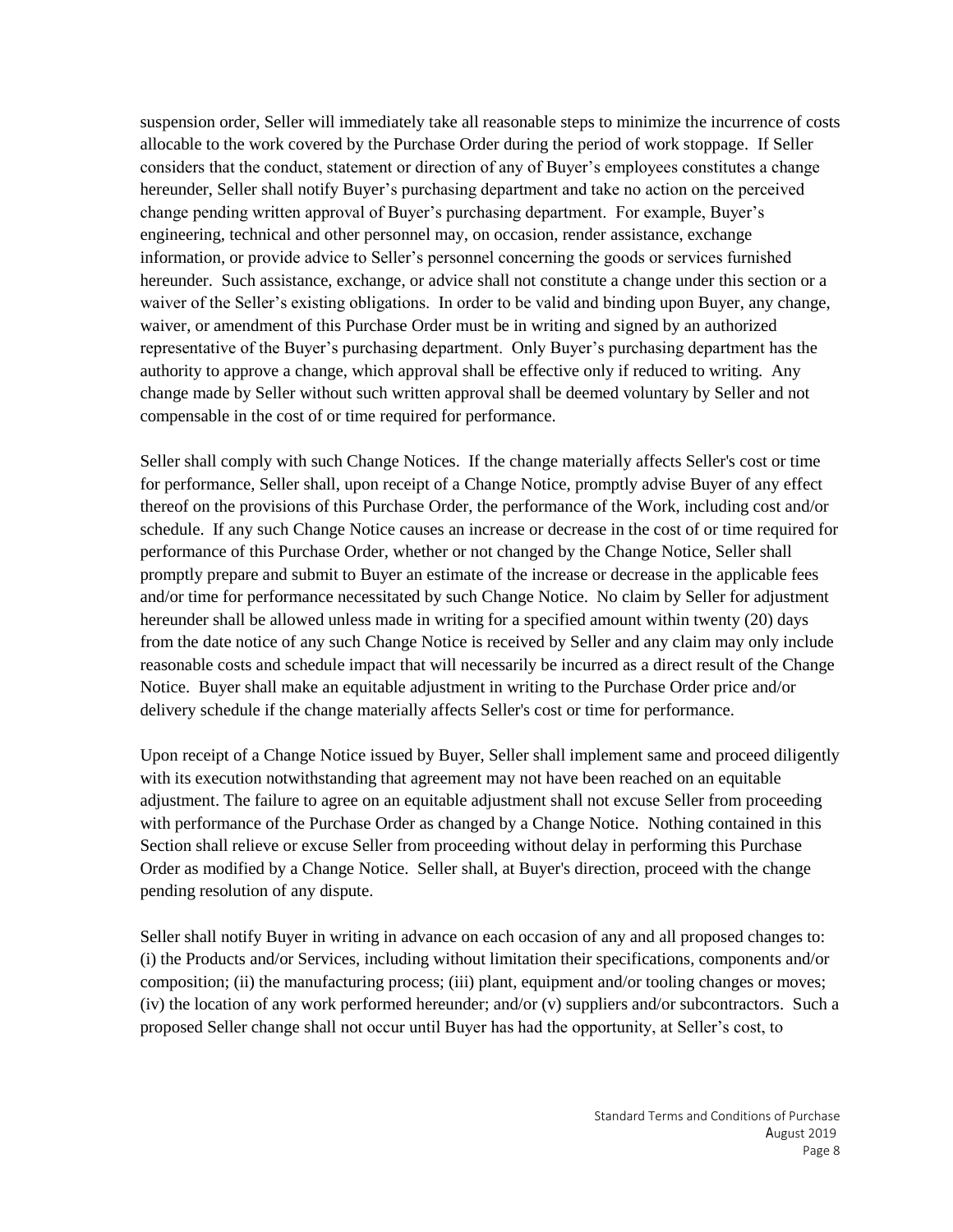suspension order, Seller will immediately take all reasonable steps to minimize the incurrence of costs allocable to the work covered by the Purchase Order during the period of work stoppage. If Seller considers that the conduct, statement or direction of any of Buyer's employees constitutes a change hereunder, Seller shall notify Buyer's purchasing department and take no action on the perceived change pending written approval of Buyer's purchasing department. For example, Buyer's engineering, technical and other personnel may, on occasion, render assistance, exchange information, or provide advice to Seller's personnel concerning the goods or services furnished hereunder. Such assistance, exchange, or advice shall not constitute a change under this section or a waiver of the Seller's existing obligations. In order to be valid and binding upon Buyer, any change, waiver, or amendment of this Purchase Order must be in writing and signed by an authorized representative of the Buyer's purchasing department. Only Buyer's purchasing department has the authority to approve a change, which approval shall be effective only if reduced to writing. Any change made by Seller without such written approval shall be deemed voluntary by Seller and not compensable in the cost of or time required for performance.

Seller shall comply with such Change Notices. If the change materially affects Seller's cost or time for performance, Seller shall, upon receipt of a Change Notice, promptly advise Buyer of any effect thereof on the provisions of this Purchase Order, the performance of the Work, including cost and/or schedule. If any such Change Notice causes an increase or decrease in the cost of or time required for performance of this Purchase Order, whether or not changed by the Change Notice, Seller shall promptly prepare and submit to Buyer an estimate of the increase or decrease in the applicable fees and/or time for performance necessitated by such Change Notice. No claim by Seller for adjustment hereunder shall be allowed unless made in writing for a specified amount within twenty (20) days from the date notice of any such Change Notice is received by Seller and any claim may only include reasonable costs and schedule impact that will necessarily be incurred as a direct result of the Change Notice. Buyer shall make an equitable adjustment in writing to the Purchase Order price and/or delivery schedule if the change materially affects Seller's cost or time for performance.

Upon receipt of a Change Notice issued by Buyer, Seller shall implement same and proceed diligently with its execution notwithstanding that agreement may not have been reached on an equitable adjustment. The failure to agree on an equitable adjustment shall not excuse Seller from proceeding with performance of the Purchase Order as changed by a Change Notice. Nothing contained in this Section shall relieve or excuse Seller from proceeding without delay in performing this Purchase Order as modified by a Change Notice. Seller shall, at Buyer's direction, proceed with the change pending resolution of any dispute.

Seller shall notify Buyer in writing in advance on each occasion of any and all proposed changes to: (i) the Products and/or Services, including without limitation their specifications, components and/or composition; (ii) the manufacturing process; (iii) plant, equipment and/or tooling changes or moves; (iv) the location of any work performed hereunder; and/or (v) suppliers and/or subcontractors. Such a proposed Seller change shall not occur until Buyer has had the opportunity, at Seller's cost, to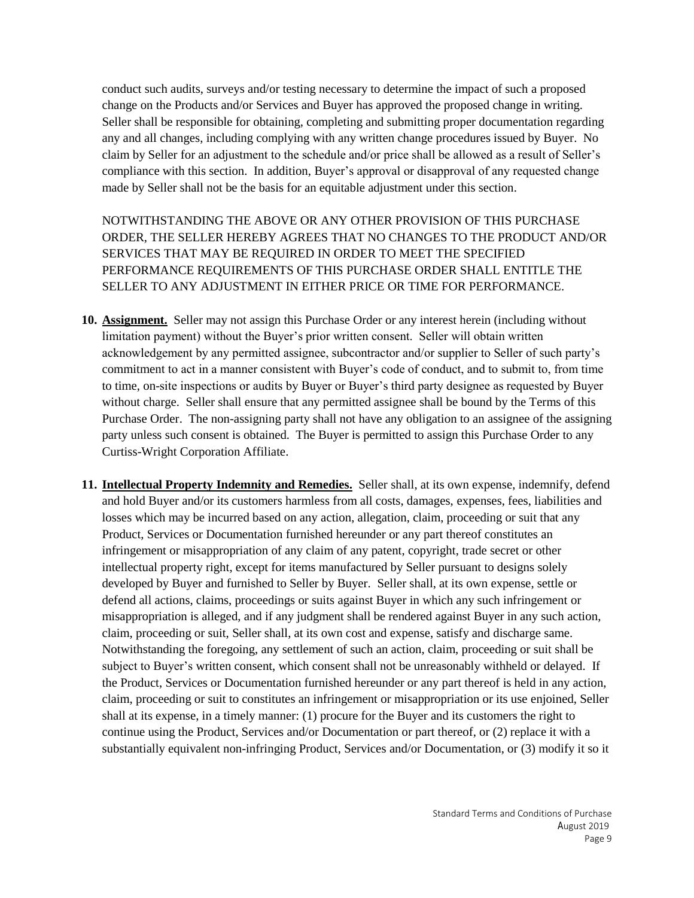conduct such audits, surveys and/or testing necessary to determine the impact of such a proposed change on the Products and/or Services and Buyer has approved the proposed change in writing. Seller shall be responsible for obtaining, completing and submitting proper documentation regarding any and all changes, including complying with any written change procedures issued by Buyer. No claim by Seller for an adjustment to the schedule and/or price shall be allowed as a result of Seller's compliance with this section. In addition, Buyer's approval or disapproval of any requested change made by Seller shall not be the basis for an equitable adjustment under this section.

NOTWITHSTANDING THE ABOVE OR ANY OTHER PROVISION OF THIS PURCHASE ORDER, THE SELLER HEREBY AGREES THAT NO CHANGES TO THE PRODUCT AND/OR SERVICES THAT MAY BE REQUIRED IN ORDER TO MEET THE SPECIFIED PERFORMANCE REQUIREMENTS OF THIS PURCHASE ORDER SHALL ENTITLE THE SELLER TO ANY ADJUSTMENT IN EITHER PRICE OR TIME FOR PERFORMANCE.

10. **Assignment.** Seller may not assign this Purchase Order or any interest herein (including without limitation payment) without the Buyer's prior written consent. Seller will obtain written acknowledgement by any permitted assignee, subcontractor and/or supplier to Seller of such party's commitment to act in a manner consistent with Buyer's code of conduct, and to submit to, from time to time, on-site inspections or audits by Buyer or Buyer's third party designee as requested by Buyer without charge. Seller shall ensure that any permitted assignee shall be bound by the Terms of this Purchase Order. The non-assigning party shall not have any obligation to an assignee of the assigning party unless such consent is obtained. The Buyer is permitted to assign this Purchase Order to any Curtiss-Wright Corporation Affiliate.

11. **Intellectual Property Indemnity and Remedies.** Seller shall, at its own expense, indemnify, defend and hold Buyer and/or its customers harmless from all costs, damages, expenses, fees, liabilities and losses which may be incurred based on any action, allegation, claim, proceeding or suit that any Product, Services or Documentation furnished hereunder or any part thereof constitutes an infringement or misappropriation of any claim of any patent, copyright, trade secret or other intellectual property right, except for items manufactured by Seller pursuant to designs solely developed by Buyer and furnished to Seller by Buyer. Seller shall, at its own expense, settle or defend all actions, claims, proceedings or suits against Buyer in which any such infringement or misappropriation is alleged, and if any judgment shall be rendered against Buyer in any such action, claim, proceeding or suit, Seller shall, at its own cost and expense, satisfy and discharge same. Notwithstanding the foregoing, any settlement of such an action, claim, proceeding or suit shall be subject to Buyer's written consent, which consent shall not be unreasonably withheld or delayed. If the Product, Services or Documentation furnished hereunder or any part thereof is held in any action, claim, proceeding or suit to constitutes an infringement or misappropriation or its use enjoined, Seller shall at its expense, in a timely manner: (1) procure for the Buyer and its customers the right to continue using the Product, Services and/or Documentation or part thereof, or (2) replace it with a substantially equivalent non-infringing Product, Services and/or Documentation, or (3) modify it so it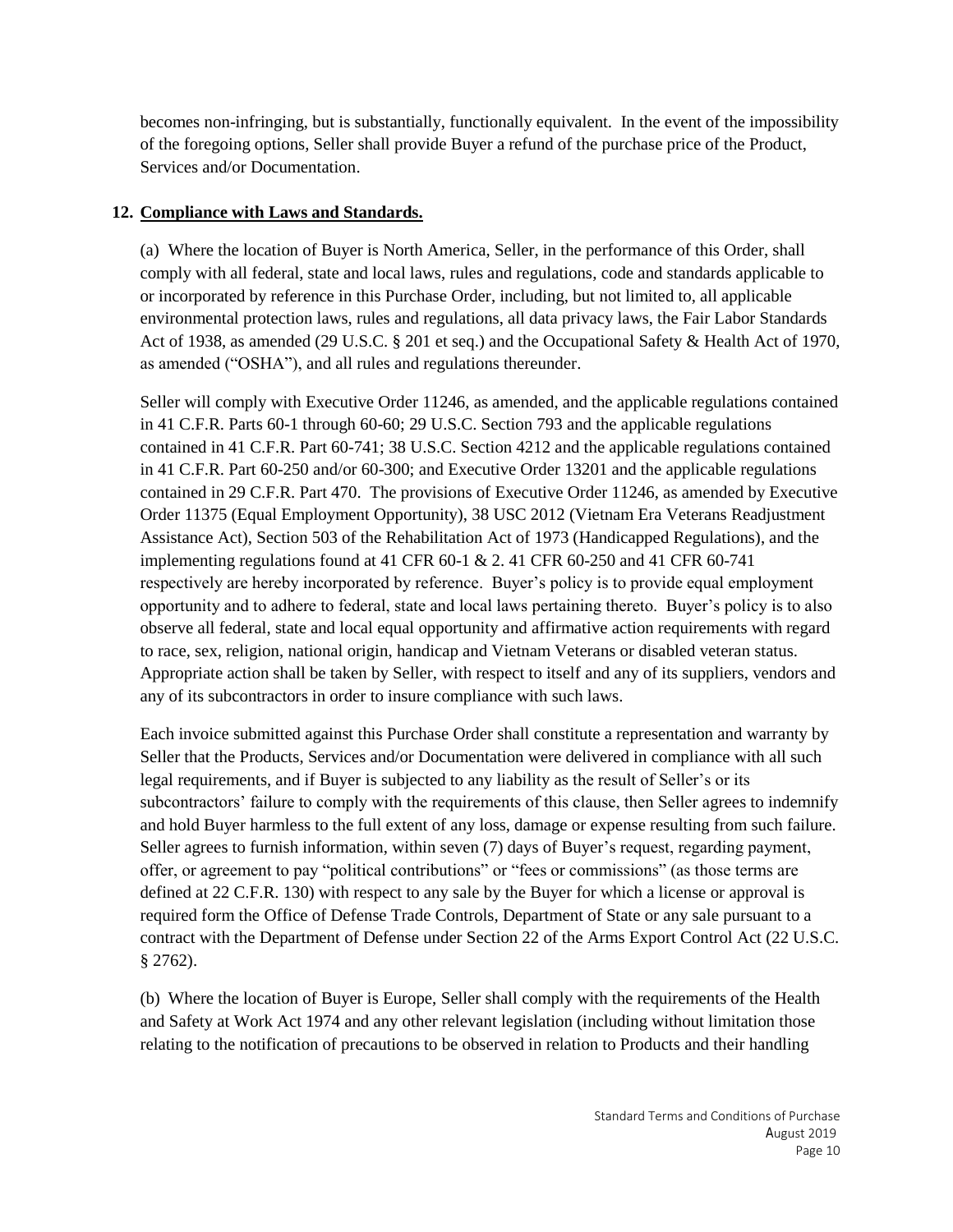becomes non-infringing, but is substantially, functionally equivalent. In the event of the impossibility of the foregoing options, Seller shall provide Buyer a refund of the purchase price of the Product, Services and/or Documentation.

**12. <u>Compliance with Laws and Standards.</u>**

(a) Where the location of Buyer is North America, Seller, in the performance of this Order, shall comply with all federal, state and local laws, rules and regulations, code and standards applicable to or incorporated by reference in this Purchase Order, including, but not limited to, all applicable environmental protection laws, rules and regulations, all data privacy laws, the Fair Labor Standards Act of 1938, as amended (29 U.S.C. § 201 et seq.) and the Occupational Safety & Health Act of 1970, as amended ("OSHA"), and all rules and regulations thereunder.

Seller will comply with Executive Order 11246, as amended, and the applicable regulations contained in 41 C.F.R. Parts 60-1 through 60-60; 29 U.S.C. Section 793 and the applicable regulations contained in 41 C.F.R. Part 60-741; 38 U.S.C. Section 4212 and the applicable regulations contained in 41 C.F.R. Part 60-250 and/or 60-300; and Executive Order 13201 and the applicable regulations contained in 29 C.F.R. Part 470. The provisions of Executive Order 11246, as amended by Executive Order 11375 (Equal Employment Opportunity), 38 USC 2012 (Vietnam Era Veterans Readjustment Assistance Act), Section 503 of the Rehabilitation Act of 1973 (Handicapped Regulations), and the implementing regulations found at 41 CFR 60-1 & 2. 41 CFR 60-250 and 41 CFR 60-741 respectively are hereby incorporated by reference. Buyer's policy is to provide equal employment opportunity and to adhere to federal, state and local laws pertaining thereto. Buyer's policy is to also observe all federal, state and local equal opportunity and affirmative action requirements with regard to race, sex, religion, national origin, handicap and Vietnam Veterans or disabled veteran status. Appropriate action shall be taken by Seller, with respect to itself and any of its suppliers, vendors and any of its subcontractors in order to insure compliance with such laws.

Each invoice submitted against this Purchase Order shall constitute a representation and warranty by Seller that the Products, Services and/or Documentation were delivered in compliance with all such legal requirements, and if Buyer is subjected to any liability as the result of Seller's or its subcontractors' failure to comply with the requirements of this clause, then Seller agrees to indemnify and hold Buyer harmless to the full extent of any loss, damage or expense resulting from such failure. Seller agrees to furnish information, within seven (7) days of Buyer's request, regarding payment, offer, or agreement to pay "political contributions" or "fees or commissions" (as those terms are defined at 22 C.F.R. 130) with respect to any sale by the Buyer for which a license or approval is required form the Office of Defense Trade Controls, Department of State or any sale pursuant to a contract with the Department of Defense under Section 22 of the Arms Export Control Act (22 U.S.C. § 2762).

(b) Where the location of Buyer is Europe, Seller shall comply with the requirements of the Health and Safety at Work Act 1974 and any other relevant legislation (including without limitation those relating to the notification of precautions to be observed in relation to Products and their handling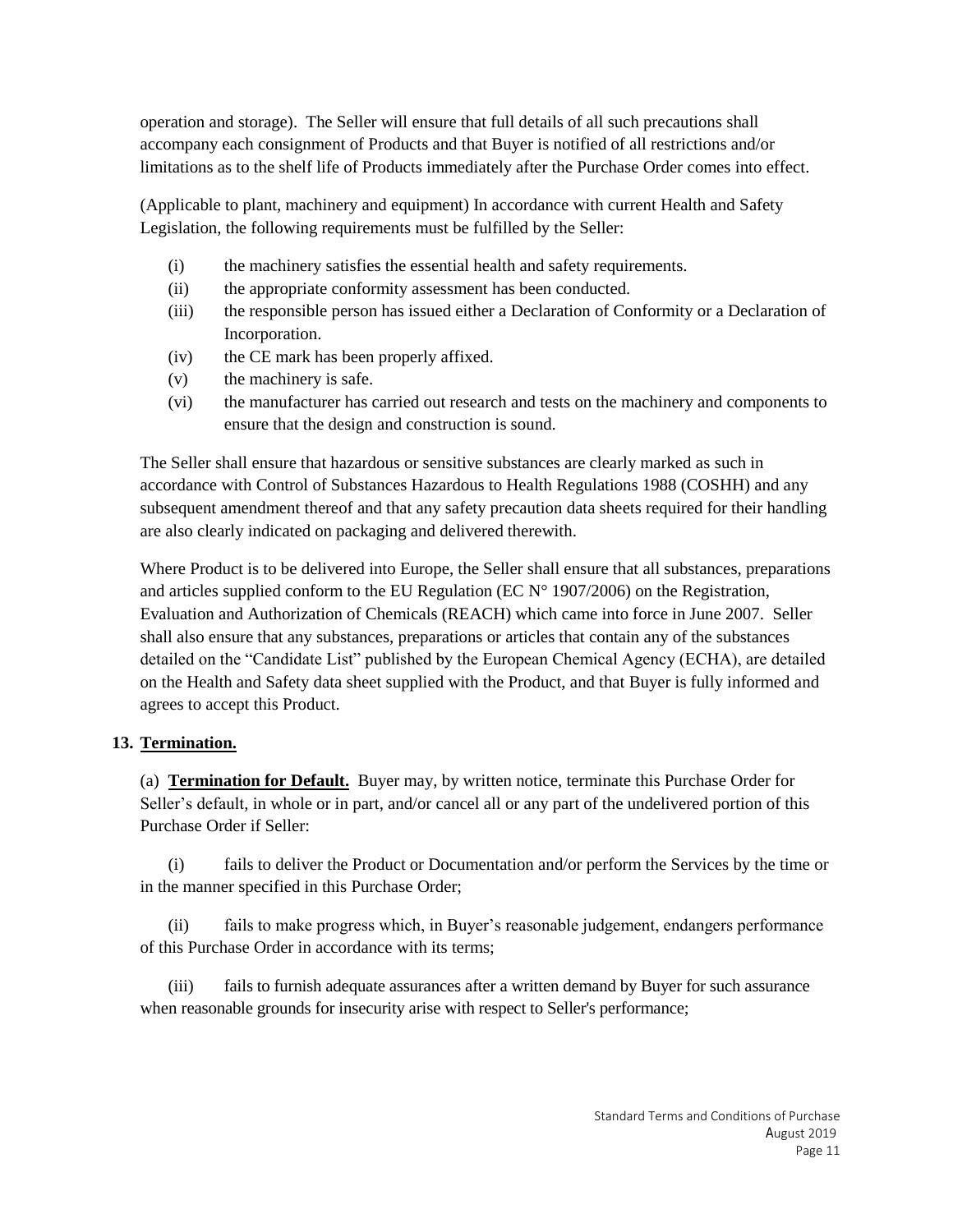operation and storage). The Seller will ensure that full details of all such precautions shall accompany each consignment of Products and that Buyer is notified of all restrictions and/or limitations as to the shelf life of Products immediately after the Purchase Order comes into effect.

(Applicable to plant, machinery and equipment) In accordance with current Health and Safety Legislation, the following requirements must be fulfilled by the Seller:

- (i) the machinery satisfies the essential health and safety requirements.
- (ii) the appropriate conformity assessment has been conducted.
- (iii) the responsible person has issued either a Declaration of Conformity or a Declaration of Incorporation.
- (iv) the CE mark has been properly affixed.
- (v) the machinery is safe.
- (vi) the manufacturer has carried out research and tests on the machinery and components to ensure that the design and construction is sound.

The Seller shall ensure that hazardous or sensitive substances are clearly marked as such in accordance with Control of Substances Hazardous to Health Regulations 1988 (COSHH) and any subsequent amendment thereof and that any safety precaution data sheets required for their handling are also clearly indicated on packaging and delivered therewith.

Where Product is to be delivered into Europe, the Seller shall ensure that all substances, preparations and articles supplied conform to the EU Regulation (EC N° 1907/2006) on the Registration, Evaluation and Authorization of Chemicals (REACH) which came into force in June 2007. Seller shall also ensure that any substances, preparations or articles that contain any of the substances detailed on the "Candidate List" published by the European Chemical Agency (ECHA), are detailed on the Health and Safety data sheet supplied with the Product, and that Buyer is fully informed and agrees to accept this Product.

## 13. Termination.

(a) **Termination for Default.** Buyer may, by written notice, terminate this Purchase Order for Seller's default, in whole or in part, and/or cancel all or any part of the undelivered portion of this Purchase Order if Seller:

(i) fails to deliver the Product or Documentation and/or perform the Services by the time or in the manner specified in this Purchase Order;

(ii) fails to make progress which, in Buyer's reasonable judgement, endangers performance of this Purchase Order in accordance with its terms;

(iii) fails to furnish adequate assurances after a written demand by Buyer for such assurance when reasonable grounds for insecurity arise with respect to Seller's performance;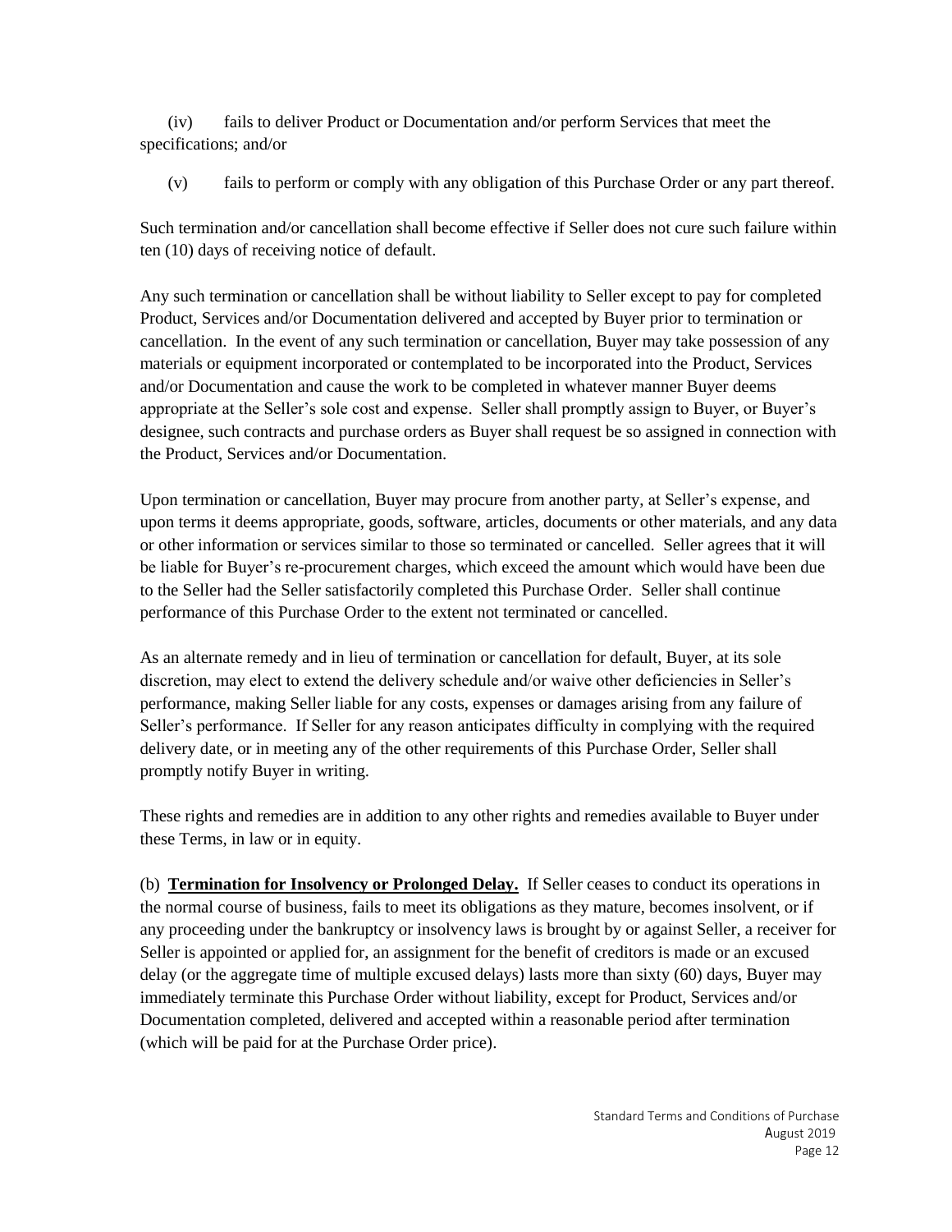(iv) fails to deliver Product or Documentation and/or perform Services that meet the specifications; and/or

(v) fails to perform or comply with any obligation of this Purchase Order or any part thereof.

Such termination and/or cancellation shall become effective if Seller does not cure such failure within ten (10) days of receiving notice of default.

Any such termination or cancellation shall be without liability to Seller except to pay for completed Product, Services and/or Documentation delivered and accepted by Buyer prior to termination or cancellation. In the event of any such termination or cancellation, Buyer may take possession of any materials or equipment incorporated or contemplated to be incorporated into the Product, Services and/or Documentation and cause the work to be completed in whatever manner Buyer deems appropriate at the Seller's sole cost and expense. Seller shall promptly assign to Buyer, or Buyer's designee, such contracts and purchase orders as Buyer shall request be so assigned in connection with the Product, Services and/or Documentation.

Upon termination or cancellation, Buyer may procure from another party, at Seller's expense, and upon terms it deems appropriate, goods, software, articles, documents or other materials, and any data or other information or services similar to those so terminated or cancelled. Seller agrees that it will be liable for Buyer's re-procurement charges, which exceed the amount which would have been due to the Seller had the Seller satisfactorily completed this Purchase Order. Seller shall continue performance of this Purchase Order to the extent not terminated or cancelled.

As an alternate remedy and in lieu of termination or cancellation for default, Buyer, at its sole discretion, may elect to extend the delivery schedule and/or waive other deficiencies in Seller's performance, making Seller liable for any costs, expenses or damages arising from any failure of Seller's performance. If Seller for any reason anticipates difficulty in complying with the required delivery date, or in meeting any of the other requirements of this Purchase Order, Seller shall promptly notify Buyer in writing.

These rights and remedies are in addition to any other rights and remedies available to Buyer under these Terms, in law or in equity.

(b) **Termination for Insolvency or Prolonged Delay.** If Seller ceases to conduct its operations in the normal course of business, fails to meet its obligations as they mature, becomes insolvent, or if any proceeding under the bankruptcy or insolvency laws is brought by or against Seller, a receiver for Seller is appointed or applied for, an assignment for the benefit of creditors is made or an excused delay (or the aggregate time of multiple excused delays) lasts more than sixty (60) days, Buyer may immediately terminate this Purchase Order without liability, except for Product, Services and/or Documentation completed, delivered and accepted within a reasonable period after termination (which will be paid for at the Purchase Order price).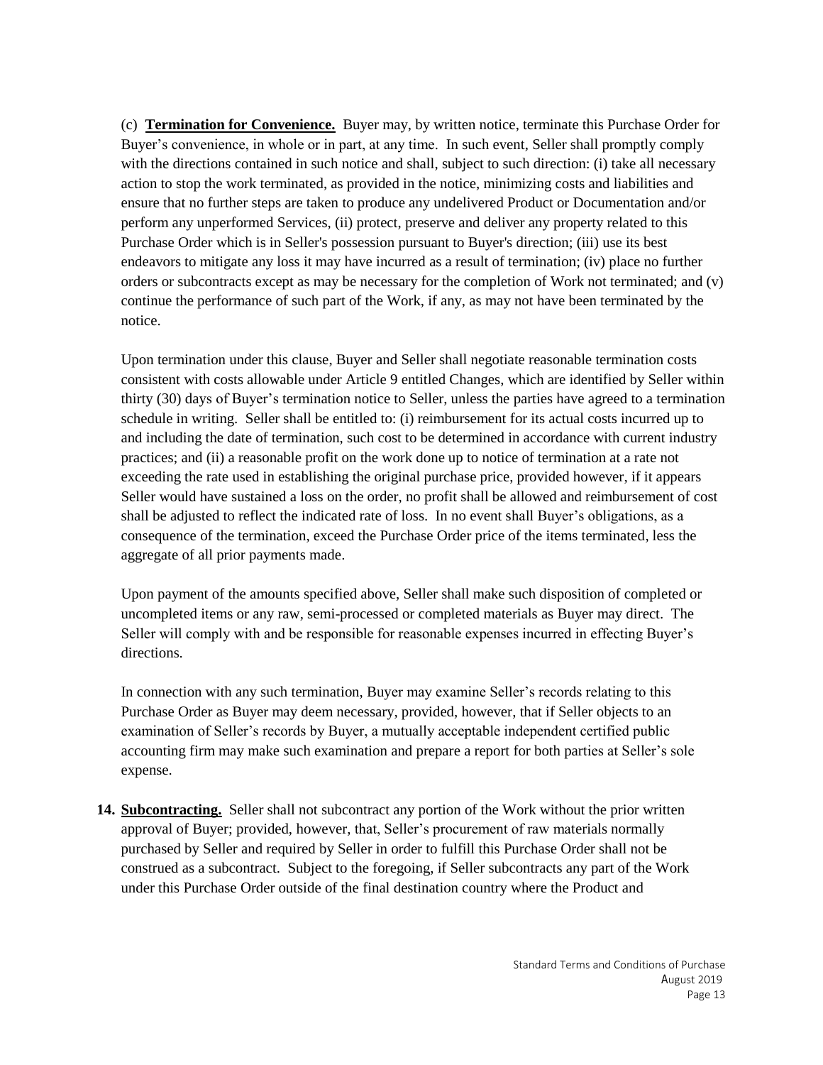(c) **Termination for Convenience.** Buyer may, by written notice, terminate this Purchase Order for Buyer's convenience, in whole or in part, at any time. In such event, Seller shall promptly comply with the directions contained in such notice and shall, subject to such direction: (i) take all necessary action to stop the work terminated, as provided in the notice, minimizing costs and liabilities and ensure that no further steps are taken to produce any undelivered Product or Documentation and/or perform any unperformed Services, (ii) protect, preserve and deliver any property related to this Purchase Order which is in Seller's possession pursuant to Buyer's direction; (iii) use its best endeavors to mitigate any loss it may have incurred as a result of termination; (iv) place no further orders or subcontracts except as may be necessary for the completion of Work not terminated; and (v) continue the performance of such part of the Work, if any, as may not have been terminated by the notice.

Upon termination under this clause, Buyer and Seller shall negotiate reasonable termination costs consistent with costs allowable under Article 9 entitled Changes, which are identified by Seller within thirty (30) days of Buyer's termination notice to Seller, unless the parties have agreed to a termination schedule in writing. Seller shall be entitled to: (i) reimbursement for its actual costs incurred up to and including the date of termination, such cost to be determined in accordance with current industry practices; and (ii) a reasonable profit on the work done up to notice of termination at a rate not exceeding the rate used in establishing the original purchase price, provided however, if it appears Seller would have sustained a loss on the order, no profit shall be allowed and reimbursement of cost shall be adjusted to reflect the indicated rate of loss. In no event shall Buyer's obligations, as a consequence of the termination, exceed the Purchase Order price of the items terminated, less the aggregate of all prior payments made.

Upon payment of the amounts specified above, Seller shall make such disposition of completed or uncompleted items or any raw, semi-processed or completed materials as Buyer may direct. The Seller will comply with and be responsible for reasonable expenses incurred in effecting Buyer's directions.

In connection with any such termination, Buyer may examine Seller's records relating to this Purchase Order as Buyer may deem necessary, provided, however, that if Seller objects to an examination of Seller's records by Buyer, a mutually acceptable independent certified public accounting firm may make such examination and prepare a report for both parties at Seller's sole expense.

**14. Subcontracting.** Seller shall not subcontract any portion of the Work without the prior written approval of Buyer; provided, however, that, Seller's procurement of raw materials normally purchased by Seller and required by Seller in order to fulfill this Purchase Order shall not be construed as a subcontract. Subject to the foregoing, if Seller subcontracts any part of the Work under this Purchase Order outside of the final destination country where the Product and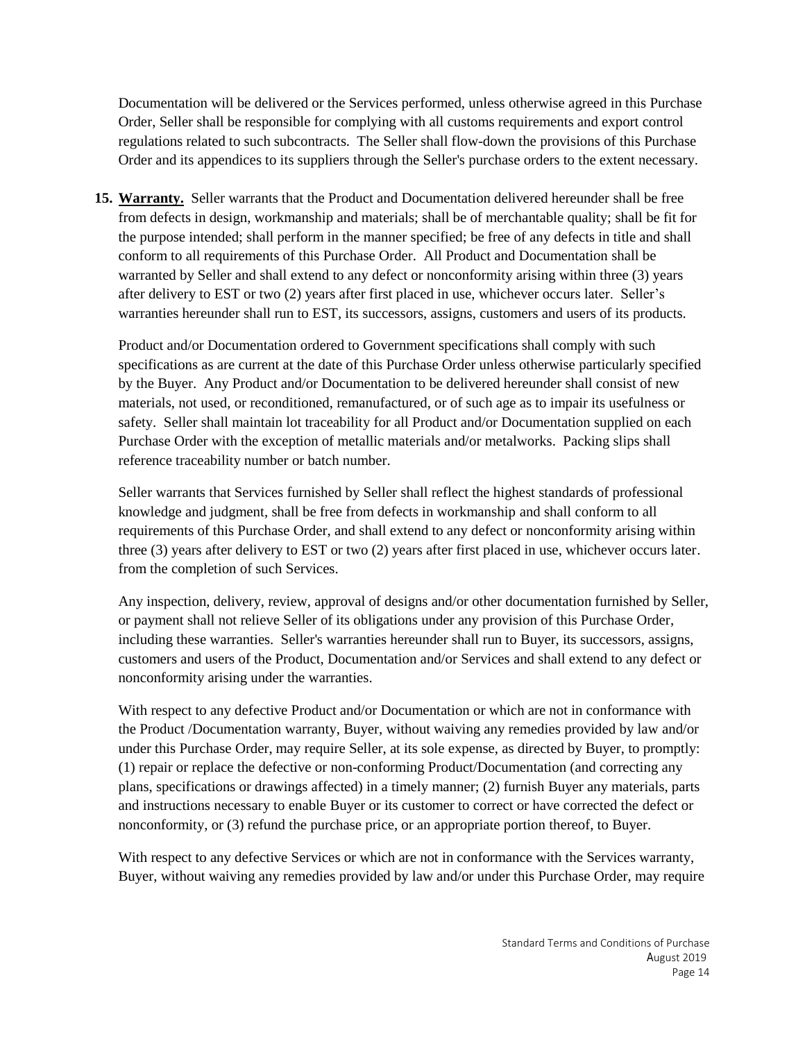Documentation will be delivered or the Services performed, unless otherwise agreed in this Purchase Order, Seller shall be responsible for complying with all customs requirements and export control regulations related to such subcontracts. The Seller shall flow-down the provisions of this Purchase Order and its appendices to its suppliers through the Seller's purchase orders to the extent necessary.

**15. <u>Warranty.</u>** Seller warrants that the Product and Documentation delivered hereunder shall be free from defects in design, workmanship and materials; shall be of merchantable quality; shall be fit for the purpose intended; shall perform in the manner specified; be free of any defects in title and shall conform to all requirements of this Purchase Order. All Product and Documentation shall be warranted by Seller and shall extend to any defect or nonconformity arising within three (3) years after delivery to EST or two (2) years after first placed in use, whichever occurs later. Seller's warranties hereunder shall run to EST, its successors, assigns, customers and users of its products.

Product and/or Documentation ordered to Government specifications shall comply with such specifications as are current at the date of this Purchase Order unless otherwise particularly specified by the Buyer. Any Product and/or Documentation to be delivered hereunder shall consist of new materials, not used, or reconditioned, remanufactured, or of such age as to impair its usefulness or safety. Seller shall maintain lot traceability for all Product and/or Documentation supplied on each Purchase Order with the exception of metallic materials and/or metalworks. Packing slips shall reference traceability number or batch number.

Seller warrants that Services furnished by Seller shall reflect the highest standards of professional knowledge and judgment, shall be free from defects in workmanship and shall conform to all requirements of this Purchase Order, and shall extend to any defect or nonconformity arising within three (3) years after delivery to EST or two (2) years after first placed in use, whichever occurs later. from the completion of such Services.

Any inspection, delivery, review, approval of designs and/or other documentation furnished by Seller, or payment shall not relieve Seller of its obligations under any provision of this Purchase Order, including these warranties. Seller's warranties hereunder shall run to Buyer, its successors, assigns, customers and users of the Product, Documentation and/or Services and shall extend to any defect or nonconformity arising under the warranties.

With respect to any defective Product and/or Documentation or which are not in conformance with the Product /Documentation warranty, Buyer, without waiving any remedies provided by law and/or under this Purchase Order, may require Seller, at its sole expense, as directed by Buyer, to promptly: (1) repair or replace the defective or non-conforming Product/Documentation (and correcting any plans, specifications or drawings affected) in a timely manner; (2) furnish Buyer any materials, parts and instructions necessary to enable Buyer or its customer to correct or have corrected the defect or nonconformity, or (3) refund the purchase price, or an appropriate portion thereof, to Buyer.

With respect to any defective Services or which are not in conformance with the Services warranty, Buyer, without waiving any remedies provided by law and/or under this Purchase Order, may require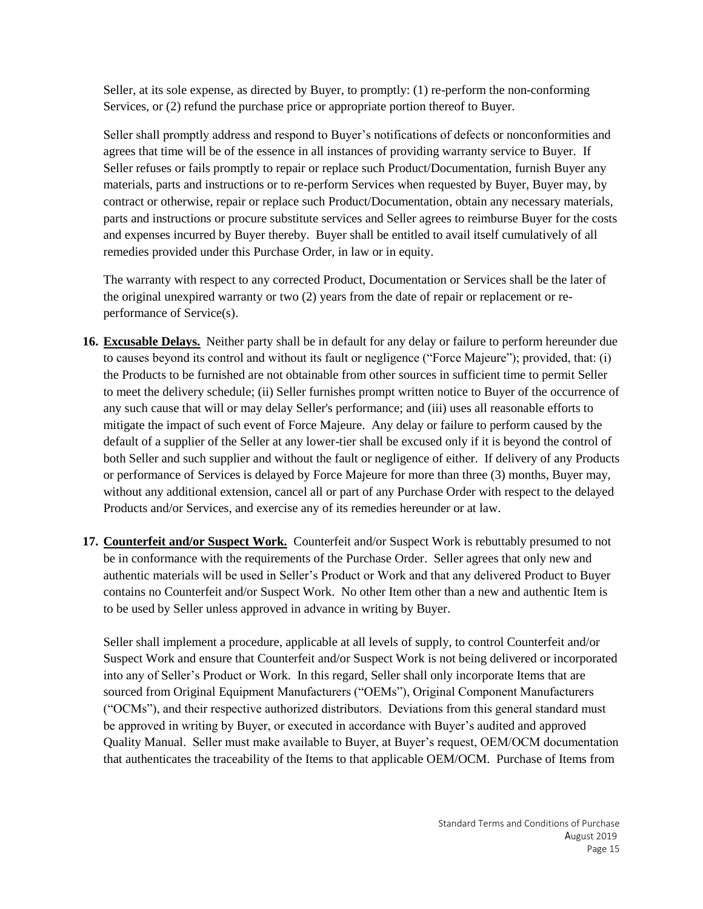Seller, at its sole expense, as directed by Buyer, to promptly: (1) re-perform the non-conforming Services, or (2) refund the purchase price or appropriate portion thereof to Buyer.

Seller shall promptly address and respond to Buyer's notifications of defects or nonconformities and agrees that time will be of the essence in all instances of providing warranty service to Buyer. If Seller refuses or fails promptly to repair or replace such Product/Documentation, furnish Buyer any materials, parts and instructions or to re-perform Services when requested by Buyer, Buyer may, by contract or otherwise, repair or replace such Product/Documentation, obtain any necessary materials, parts and instructions or procure substitute services and Seller agrees to reimburse Buyer for the costs and expenses incurred by Buyer thereby. Buyer shall be entitled to avail itself cumulatively of all remedies provided under this Purchase Order, in law or in equity.

The warranty with respect to any corrected Product, Documentation or Services shall be the later of the original unexpired warranty or two (2) years from the date of repair or replacement or re-performance of Service(s).

16. **Excusable Delays.** Neither party shall be in default for any delay or failure to perform hereunder due to causes beyond its control and without its fault or negligence ("Force Majeure"); provided, that: (i) the Products to be furnished are not obtainable from other sources in sufficient time to permit Seller to meet the delivery schedule; (ii) Seller furnishes prompt written notice to Buyer of the occurrence of any such cause that will or may delay Seller's performance; and (iii) uses all reasonable efforts to mitigate the impact of such event of Force Majeure. Any delay or failure to perform caused by the default of a supplier of the Seller at any lower-tier shall be excused only if it is beyond the control of both Seller and such supplier and without the fault or negligence of either. If delivery of any Products or performance of Services is delayed by Force Majeure for more than three (3) months, Buyer may, without any additional extension, cancel all or part of any Purchase Order with respect to the delayed Products and/or Services, and exercise any of its remedies hereunder or at law.

17. **Counterfeit and/or Suspect Work.** Counterfeit and/or Suspect Work is rebuttably presumed to not be in conformance with the requirements of the Purchase Order. Seller agrees that only new and authentic materials will be used in Seller's Product or Work and that any delivered Product to Buyer contains no Counterfeit and/or Suspect Work. No other Item other than a new and authentic Item is to be used by Seller unless approved in advance in writing by Buyer.

    Seller shall implement a procedure, applicable at all levels of supply, to control Counterfeit and/or Suspect Work and ensure that Counterfeit and/or Suspect Work is not being delivered or incorporated into any of Seller's Product or Work. In this regard, Seller shall only incorporate Items that are sourced from Original Equipment Manufacturers ("OEMs"), Original Component Manufacturers ("OCMs"), and their respective authorized distributors. Deviations from this general standard must be approved in writing by Buyer, or executed in accordance with Buyer's audited and approved Quality Manual. Seller must make available to Buyer, at Buyer's request, OEM/OCM documentation that authenticates the traceability of the Items to that applicable OEM/OCM. Purchase of Items from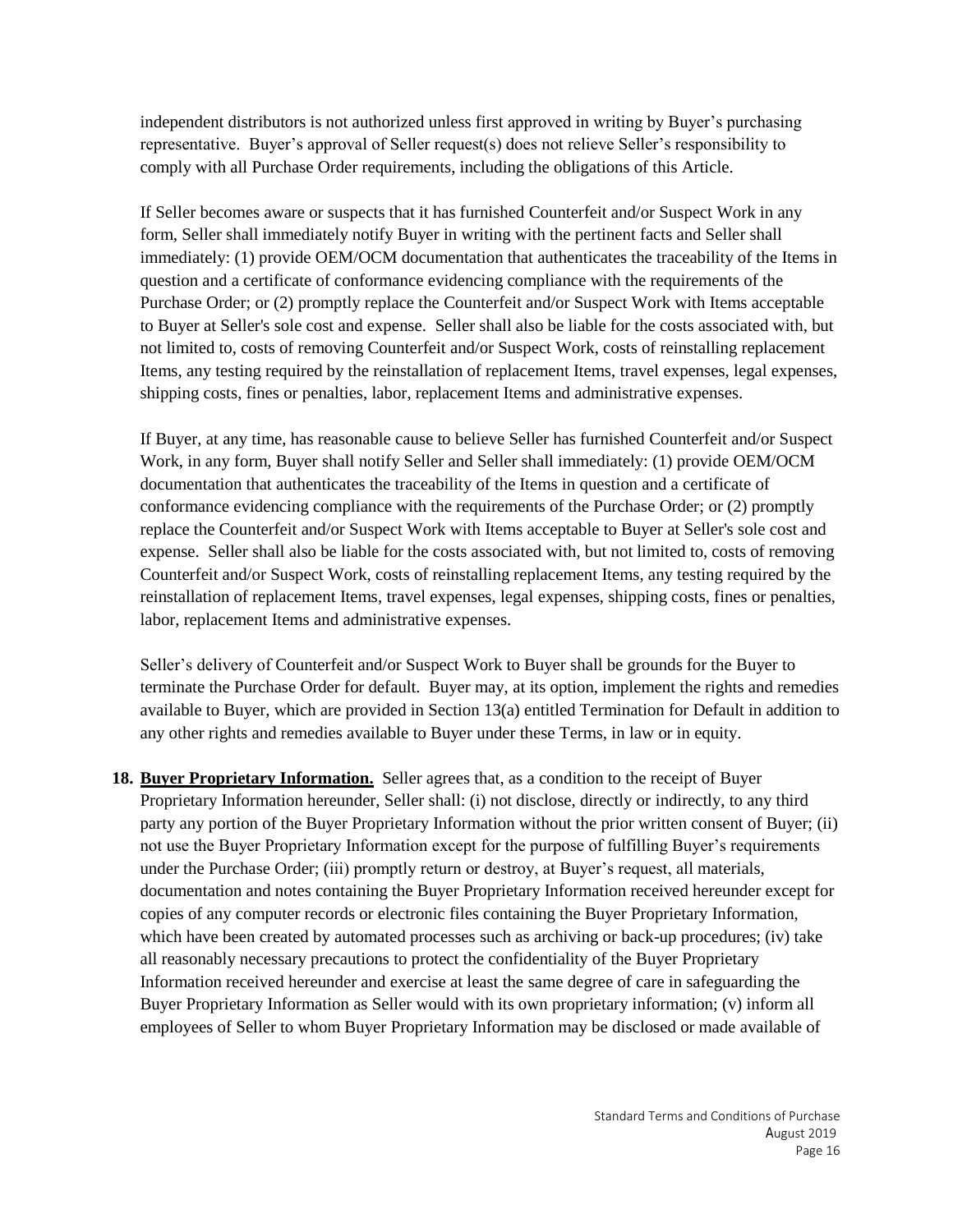independent distributors is not authorized unless first approved in writing by Buyer's purchasing representative. Buyer's approval of Seller request(s) does not relieve Seller's responsibility to comply with all Purchase Order requirements, including the obligations of this Article.

If Seller becomes aware or suspects that it has furnished Counterfeit and/or Suspect Work in any form, Seller shall immediately notify Buyer in writing with the pertinent facts and Seller shall immediately: (1) provide OEM/OCM documentation that authenticates the traceability of the Items in question and a certificate of conformance evidencing compliance with the requirements of the Purchase Order; or (2) promptly replace the Counterfeit and/or Suspect Work with Items acceptable to Buyer at Seller's sole cost and expense. Seller shall also be liable for the costs associated with, but not limited to, costs of removing Counterfeit and/or Suspect Work, costs of reinstalling replacement Items, any testing required by the reinstallation of replacement Items, travel expenses, legal expenses, shipping costs, fines or penalties, labor, replacement Items and administrative expenses.

If Buyer, at any time, has reasonable cause to believe Seller has furnished Counterfeit and/or Suspect Work, in any form, Buyer shall notify Seller and Seller shall immediately: (1) provide OEM/OCM documentation that authenticates the traceability of the Items in question and a certificate of conformance evidencing compliance with the requirements of the Purchase Order; or (2) promptly replace the Counterfeit and/or Suspect Work with Items acceptable to Buyer at Seller's sole cost and expense. Seller shall also be liable for the costs associated with, but not limited to, costs of removing Counterfeit and/or Suspect Work, costs of reinstalling replacement Items, any testing required by the reinstallation of replacement Items, travel expenses, legal expenses, shipping costs, fines or penalties, labor, replacement Items and administrative expenses.

Seller's delivery of Counterfeit and/or Suspect Work to Buyer shall be grounds for the Buyer to terminate the Purchase Order for default. Buyer may, at its option, implement the rights and remedies available to Buyer, which are provided in Section 13(a) entitled Termination for Default in addition to any other rights and remedies available to Buyer under these Terms, in law or in equity.

**18. Buyer Proprietary Information.** Seller agrees that, as a condition to the receipt of Buyer Proprietary Information hereunder, Seller shall: (i) not disclose, directly or indirectly, to any third party any portion of the Buyer Proprietary Information without the prior written consent of Buyer; (ii) not use the Buyer Proprietary Information except for the purpose of fulfilling Buyer's requirements under the Purchase Order; (iii) promptly return or destroy, at Buyer's request, all materials, documentation and notes containing the Buyer Proprietary Information received hereunder except for copies of any computer records or electronic files containing the Buyer Proprietary Information, which have been created by automated processes such as archiving or back-up procedures; (iv) take all reasonably necessary precautions to protect the confidentiality of the Buyer Proprietary Information received hereunder and exercise at least the same degree of care in safeguarding the Buyer Proprietary Information as Seller would with its own proprietary information; (v) inform all employees of Seller to whom Buyer Proprietary Information may be disclosed or made available of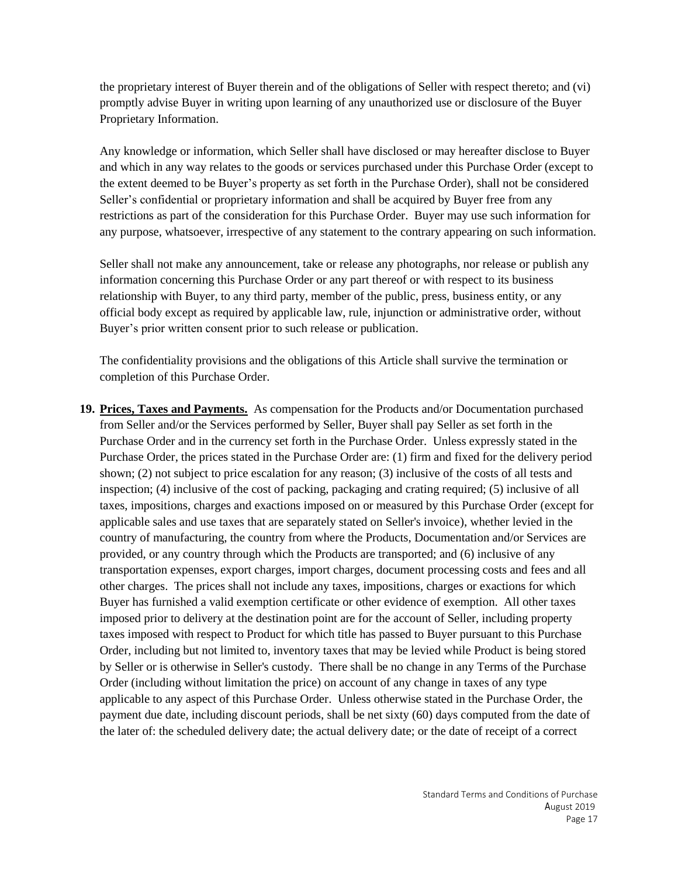the proprietary interest of Buyer therein and of the obligations of Seller with respect thereto; and (vi) promptly advise Buyer in writing upon learning of any unauthorized use or disclosure of the Buyer Proprietary Information.

Any knowledge or information, which Seller shall have disclosed or may hereafter disclose to Buyer and which in any way relates to the goods or services purchased under this Purchase Order (except to the extent deemed to be Buyer's property as set forth in the Purchase Order), shall not be considered Seller's confidential or proprietary information and shall be acquired by Buyer free from any restrictions as part of the consideration for this Purchase Order. Buyer may use such information for any purpose, whatsoever, irrespective of any statement to the contrary appearing on such information.

Seller shall not make any announcement, take or release any photographs, nor release or publish any information concerning this Purchase Order or any part thereof or with respect to its business relationship with Buyer, to any third party, member of the public, press, business entity, or any official body except as required by applicable law, rule, injunction or administrative order, without Buyer's prior written consent prior to such release or publication.

The confidentiality provisions and the obligations of this Article shall survive the termination or completion of this Purchase Order.

19. **Prices, Taxes and Payments.** As compensation for the Products and/or Documentation purchased from Seller and/or the Services performed by Seller, Buyer shall pay Seller as set forth in the Purchase Order and in the currency set forth in the Purchase Order. Unless expressly stated in the Purchase Order, the prices stated in the Purchase Order are: (1) firm and fixed for the delivery period shown; (2) not subject to price escalation for any reason; (3) inclusive of the costs of all tests and inspection; (4) inclusive of the cost of packing, packaging and crating required; (5) inclusive of all taxes, impositions, charges and exactions imposed on or measured by this Purchase Order (except for applicable sales and use taxes that are separately stated on Seller's invoice), whether levied in the country of manufacturing, the country from where the Products, Documentation and/or Services are provided, or any country through which the Products are transported; and (6) inclusive of any transportation expenses, export charges, import charges, document processing costs and fees and all other charges. The prices shall not include any taxes, impositions, charges or exactions for which Buyer has furnished a valid exemption certificate or other evidence of exemption. All other taxes imposed prior to delivery at the destination point are for the account of Seller, including property taxes imposed with respect to Product for which title has passed to Buyer pursuant to this Purchase Order, including but not limited to, inventory taxes that may be levied while Product is being stored by Seller or is otherwise in Seller's custody. There shall be no change in any Terms of the Purchase Order (including without limitation the price) on account of any change in taxes of any type applicable to any aspect of this Purchase Order. Unless otherwise stated in the Purchase Order, the payment due date, including discount periods, shall be net sixty (60) days computed from the date of the later of: the scheduled delivery date; the actual delivery date; or the date of receipt of a correct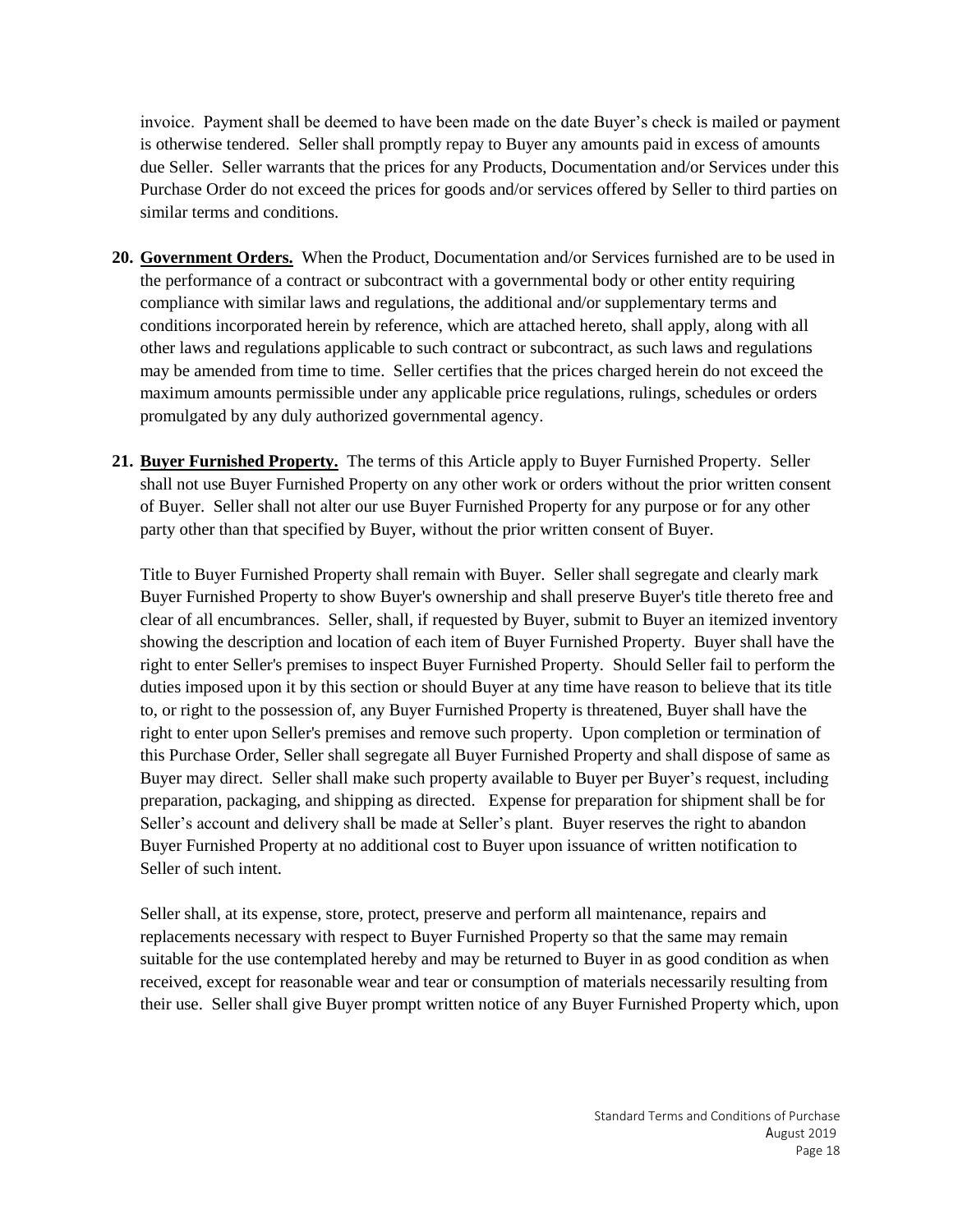invoice. Payment shall be deemed to have been made on the date Buyer's check is mailed or payment is otherwise tendered. Seller shall promptly repay to Buyer any amounts paid in excess of amounts due Seller. Seller warrants that the prices for any Products, Documentation and/or Services under this Purchase Order do not exceed the prices for goods and/or services offered by Seller to third parties on similar terms and conditions.

**20. Government Orders.** When the Product, Documentation and/or Services furnished are to be used in the performance of a contract or subcontract with a governmental body or other entity requiring compliance with similar laws and regulations, the additional and/or supplementary terms and conditions incorporated herein by reference, which are attached hereto, shall apply, along with all other laws and regulations applicable to such contract or subcontract, as such laws and regulations may be amended from time to time. Seller certifies that the prices charged herein do not exceed the maximum amounts permissible under any applicable price regulations, rulings, schedules or orders promulgated by any duly authorized governmental agency.

**21. Buyer Furnished Property.** The terms of this Article apply to Buyer Furnished Property. Seller shall not use Buyer Furnished Property on any other work or orders without the prior written consent of Buyer. Seller shall not alter our use Buyer Furnished Property for any purpose or for any other party other than that specified by Buyer, without the prior written consent of Buyer.

Title to Buyer Furnished Property shall remain with Buyer. Seller shall segregate and clearly mark Buyer Furnished Property to show Buyer's ownership and shall preserve Buyer's title thereto free and clear of all encumbrances. Seller, shall, if requested by Buyer, submit to Buyer an itemized inventory showing the description and location of each item of Buyer Furnished Property. Buyer shall have the right to enter Seller's premises to inspect Buyer Furnished Property. Should Seller fail to perform the duties imposed upon it by this section or should Buyer at any time have reason to believe that its title to, or right to the possession of, any Buyer Furnished Property is threatened, Buyer shall have the right to enter upon Seller's premises and remove such property. Upon completion or termination of this Purchase Order, Seller shall segregate all Buyer Furnished Property and shall dispose of same as Buyer may direct. Seller shall make such property available to Buyer per Buyer's request, including preparation, packaging, and shipping as directed. Expense for preparation for shipment shall be for Seller's account and delivery shall be made at Seller's plant. Buyer reserves the right to abandon Buyer Furnished Property at no additional cost to Buyer upon issuance of written notification to Seller of such intent.

Seller shall, at its expense, store, protect, preserve and perform all maintenance, repairs and replacements necessary with respect to Buyer Furnished Property so that the same may remain suitable for the use contemplated hereby and may be returned to Buyer in as good condition as when received, except for reasonable wear and tear or consumption of materials necessarily resulting from their use. Seller shall give Buyer prompt written notice of any Buyer Furnished Property which, upon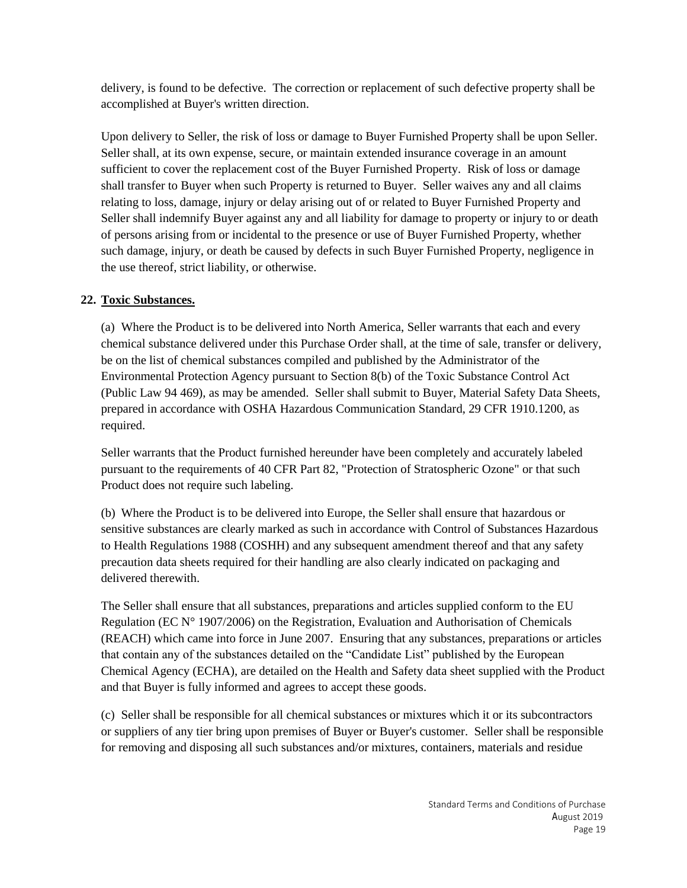delivery, is found to be defective. The correction or replacement of such defective property shall be accomplished at Buyer's written direction.

Upon delivery to Seller, the risk of loss or damage to Buyer Furnished Property shall be upon Seller. Seller shall, at its own expense, secure, or maintain extended insurance coverage in an amount sufficient to cover the replacement cost of the Buyer Furnished Property. Risk of loss or damage shall transfer to Buyer when such Property is returned to Buyer. Seller waives any and all claims relating to loss, damage, injury or delay arising out of or related to Buyer Furnished Property and Seller shall indemnify Buyer against any and all liability for damage to property or injury to or death of persons arising from or incidental to the presence or use of Buyer Furnished Property, whether such damage, injury, or death be caused by defects in such Buyer Furnished Property, negligence in the use thereof, strict liability, or otherwise.

## 22. Toxic Substances.

(a) Where the Product is to be delivered into North America, Seller warrants that each and every chemical substance delivered under this Purchase Order shall, at the time of sale, transfer or delivery, be on the list of chemical substances compiled and published by the Administrator of the Environmental Protection Agency pursuant to Section 8(b) of the Toxic Substance Control Act (Public Law 94 469), as may be amended. Seller shall submit to Buyer, Material Safety Data Sheets, prepared in accordance with OSHA Hazardous Communication Standard, 29 CFR 1910.1200, as required.

Seller warrants that the Product furnished hereunder have been completely and accurately labeled pursuant to the requirements of 40 CFR Part 82, "Protection of Stratospheric Ozone" or that such Product does not require such labeling.

(b) Where the Product is to be delivered into Europe, the Seller shall ensure that hazardous or sensitive substances are clearly marked as such in accordance with Control of Substances Hazardous to Health Regulations 1988 (COSHH) and any subsequent amendment thereof and that any safety precaution data sheets required for their handling are also clearly indicated on packaging and delivered therewith.

The Seller shall ensure that all substances, preparations and articles supplied conform to the EU Regulation (EC N° 1907/2006) on the Registration, Evaluation and Authorisation of Chemicals (REACH) which came into force in June 2007. Ensuring that any substances, preparations or articles that contain any of the substances detailed on the "Candidate List" published by the European Chemical Agency (ECHA), are detailed on the Health and Safety data sheet supplied with the Product and that Buyer is fully informed and agrees to accept these goods.

(c) Seller shall be responsible for all chemical substances or mixtures which it or its subcontractors or suppliers of any tier bring upon premises of Buyer or Buyer's customer. Seller shall be responsible for removing and disposing all such substances and/or mixtures, containers, materials and residue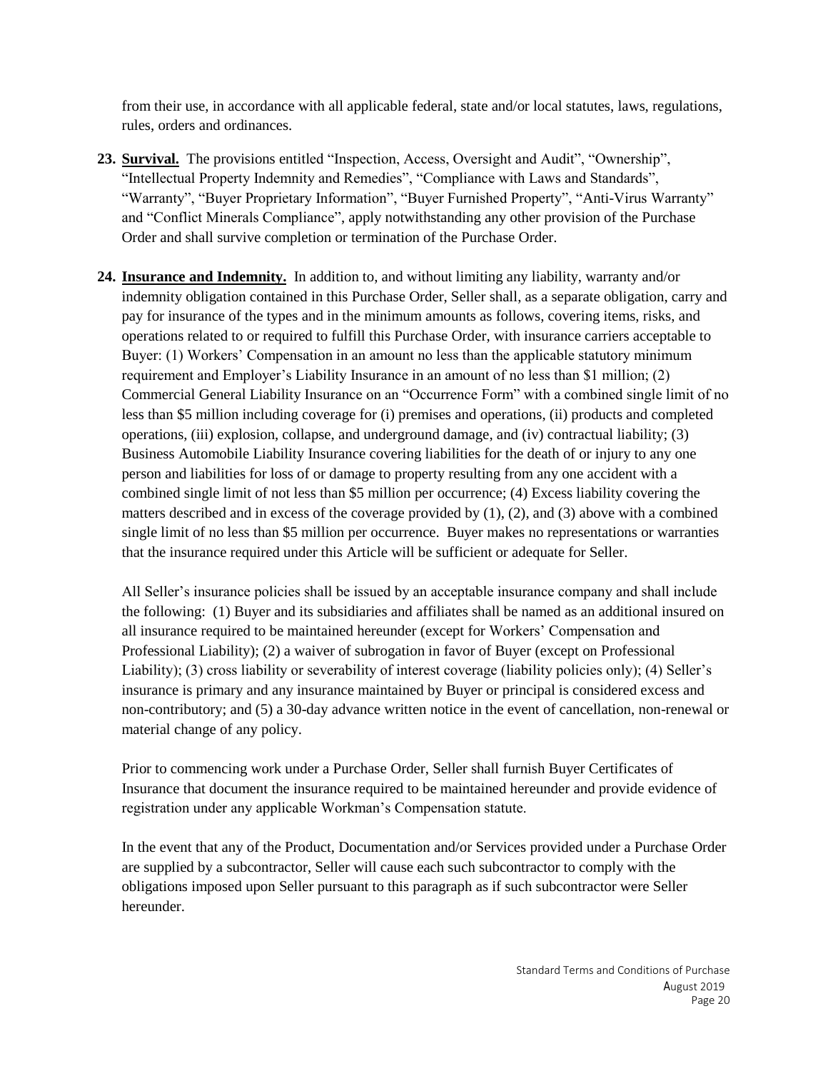from their use, in accordance with all applicable federal, state and/or local statutes, laws, regulations, rules, orders and ordinances.

23. **Survival.** The provisions entitled “Inspection, Access, Oversight and Audit”, “Ownership”, “Intellectual Property Indemnity and Remedies”, “Compliance with Laws and Standards”, “Warranty”, “Buyer Proprietary Information”, “Buyer Furnished Property”, “Anti-Virus Warranty” and “Conflict Minerals Compliance”, apply notwithstanding any other provision of the Purchase Order and shall survive completion or termination of the Purchase Order.

24. **Insurance and Indemnity.** In addition to, and without limiting any liability, warranty and/or indemnity obligation contained in this Purchase Order, Seller shall, as a separate obligation, carry and pay for insurance of the types and in the minimum amounts as follows, covering items, risks, and operations related to or required to fulfill this Purchase Order, with insurance carriers acceptable to Buyer: (1) Workers’ Compensation in an amount no less than the applicable statutory minimum requirement and Employer’s Liability Insurance in an amount of no less than $1 million; (2) Commercial General Liability Insurance on an “Occurrence Form” with a combined single limit of no less than $5 million including coverage for (i) premises and operations, (ii) products and completed operations, (iii) explosion, collapse, and underground damage, and (iv) contractual liability; (3) Business Automobile Liability Insurance covering liabilities for the death of or injury to any one person and liabilities for loss of or damage to property resulting from any one accident with a combined single limit of not less than $5 million per occurrence; (4) Excess liability covering the matters described and in excess of the coverage provided by (1), (2), and (3) above with a combined single limit of no less than $5 million per occurrence. Buyer makes no representations or warranties that the insurance required under this Article will be sufficient or adequate for Seller.

    All Seller’s insurance policies shall be issued by an acceptable insurance company and shall include the following: (1) Buyer and its subsidiaries and affiliates shall be named as an additional insured on all insurance required to be maintained hereunder (except for Workers’ Compensation and Professional Liability); (2) a waiver of subrogation in favor of Buyer (except on Professional Liability); (3) cross liability or severability of interest coverage (liability policies only); (4) Seller’s insurance is primary and any insurance maintained by Buyer or principal is considered excess and non-contributory; and (5) a 30-day advance written notice in the event of cancellation, non-renewal or material change of any policy.

    Prior to commencing work under a Purchase Order, Seller shall furnish Buyer Certificates of Insurance that document the insurance required to be maintained hereunder and provide evidence of registration under any applicable Workman’s Compensation statute.

    In the event that any of the Product, Documentation and/or Services provided under a Purchase Order are supplied by a subcontractor, Seller will cause each such subcontractor to comply with the obligations imposed upon Seller pursuant to this paragraph as if such subcontractor were Seller hereunder.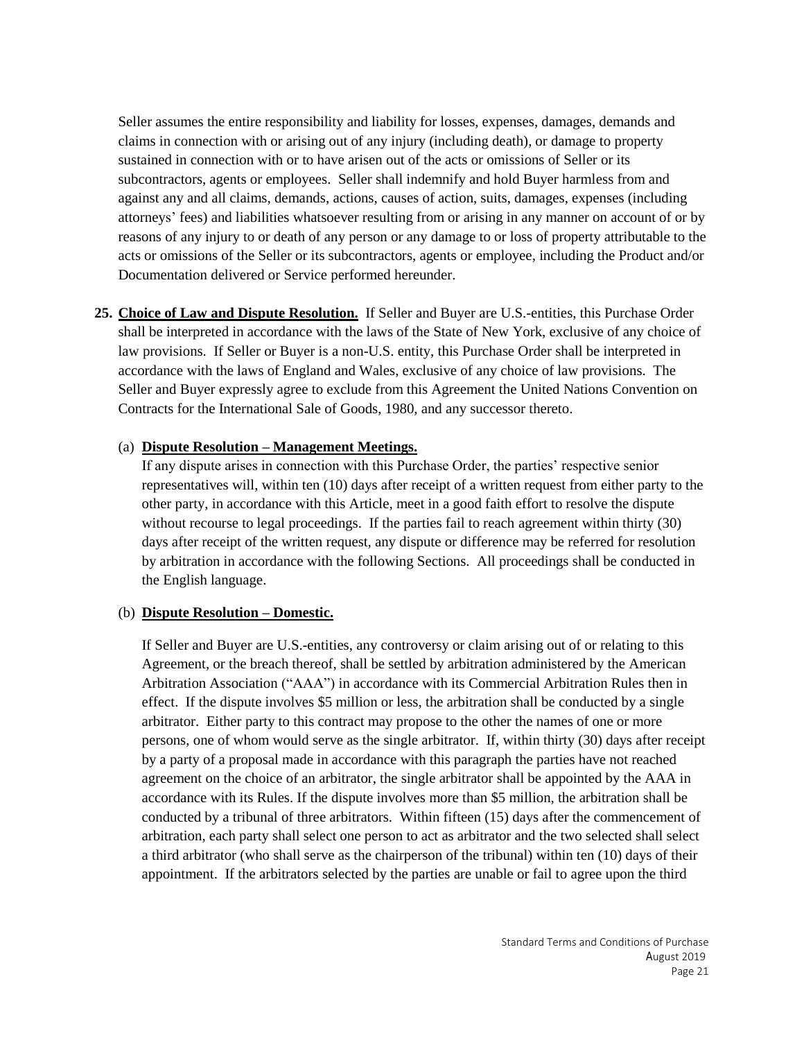Seller assumes the entire responsibility and liability for losses, expenses, damages, demands and claims in connection with or arising out of any injury (including death), or damage to property sustained in connection with or to have arisen out of the acts or omissions of Seller or its subcontractors, agents or employees. Seller shall indemnify and hold Buyer harmless from and against any and all claims, demands, actions, causes of action, suits, damages, expenses (including attorneys' fees) and liabilities whatsoever resulting from or arising in any manner on account of or by reasons of any injury to or death of any person or any damage to or loss of property attributable to the acts or omissions of the Seller or its subcontractors, agents or employee, including the Product and/or Documentation delivered or Service performed hereunder.

**25. Choice of Law and Dispute Resolution.** If Seller and Buyer are U.S.-entities, this Purchase Order shall be interpreted in accordance with the laws of the State of New York, exclusive of any choice of law provisions. If Seller or Buyer is a non-U.S. entity, this Purchase Order shall be interpreted in accordance with the laws of England and Wales, exclusive of any choice of law provisions. The Seller and Buyer expressly agree to exclude from this Agreement the United Nations Convention on Contracts for the International Sale of Goods, 1980, and any successor thereto.

(a) **Dispute Resolution – Management Meetings.**
If any dispute arises in connection with this Purchase Order, the parties' respective senior representatives will, within ten (10) days after receipt of a written request from either party to the other party, in accordance with this Article, meet in a good faith effort to resolve the dispute without recourse to legal proceedings. If the parties fail to reach agreement within thirty (30) days after receipt of the written request, any dispute or difference may be referred for resolution by arbitration in accordance with the following Sections. All proceedings shall be conducted in the English language.

(b) **Dispute Resolution – Domestic.**

If Seller and Buyer are U.S.-entities, any controversy or claim arising out of or relating to this Agreement, or the breach thereof, shall be settled by arbitration administered by the American Arbitration Association ("AAA") in accordance with its Commercial Arbitration Rules then in effect. If the dispute involves $5 million or less, the arbitration shall be conducted by a single arbitrator. Either party to this contract may propose to the other the names of one or more persons, one of whom would serve as the single arbitrator. If, within thirty (30) days after receipt by a party of a proposal made in accordance with this paragraph the parties have not reached agreement on the choice of an arbitrator, the single arbitrator shall be appointed by the AAA in accordance with its Rules. If the dispute involves more than $5 million, the arbitration shall be conducted by a tribunal of three arbitrators. Within fifteen (15) days after the commencement of arbitration, each party shall select one person to act as arbitrator and the two selected shall select a third arbitrator (who shall serve as the chairperson of the tribunal) within ten (10) days of their appointment. If the arbitrators selected by the parties are unable or fail to agree upon the third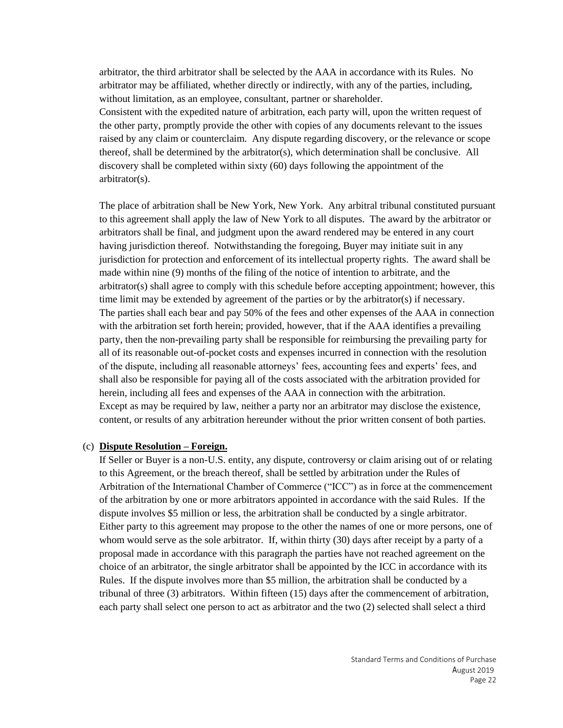arbitrator, the third arbitrator shall be selected by the AAA in accordance with its Rules. No arbitrator may be affiliated, whether directly or indirectly, with any of the parties, including, without limitation, as an employee, consultant, partner or shareholder.

Consistent with the expedited nature of arbitration, each party will, upon the written request of the other party, promptly provide the other with copies of any documents relevant to the issues raised by any claim or counterclaim. Any dispute regarding discovery, or the relevance or scope thereof, shall be determined by the arbitrator(s), which determination shall be conclusive. All discovery shall be completed within sixty (60) days following the appointment of the arbitrator(s).

The place of arbitration shall be New York, New York. Any arbitral tribunal constituted pursuant to this agreement shall apply the law of New York to all disputes. The award by the arbitrator or arbitrators shall be final, and judgment upon the award rendered may be entered in any court having jurisdiction thereof. Notwithstanding the foregoing, Buyer may initiate suit in any jurisdiction for protection and enforcement of its intellectual property rights. The award shall be made within nine (9) months of the filing of the notice of intention to arbitrate, and the arbitrator(s) shall agree to comply with this schedule before accepting appointment; however, this time limit may be extended by agreement of the parties or by the arbitrator(s) if necessary.

The parties shall each bear and pay 50% of the fees and other expenses of the AAA in connection with the arbitration set forth herein; provided, however, that if the AAA identifies a prevailing party, then the non-prevailing party shall be responsible for reimbursing the prevailing party for all of its reasonable out-of-pocket costs and expenses incurred in connection with the resolution of the dispute, including all reasonable attorneys' fees, accounting fees and experts' fees, and shall also be responsible for paying all of the costs associated with the arbitration provided for herein, including all fees and expenses of the AAA in connection with the arbitration.

Except as may be required by law, neither a party nor an arbitrator may disclose the existence, content, or results of any arbitration hereunder without the prior written consent of both parties.

(c) **Dispute Resolution – Foreign.**

If Seller or Buyer is a non-U.S. entity, any dispute, controversy or claim arising out of or relating to this Agreement, or the breach thereof, shall be settled by arbitration under the Rules of Arbitration of the International Chamber of Commerce ("ICC") as in force at the commencement of the arbitration by one or more arbitrators appointed in accordance with the said Rules. If the dispute involves $5 million or less, the arbitration shall be conducted by a single arbitrator. Either party to this agreement may propose to the other the names of one or more persons, one of whom would serve as the sole arbitrator. If, within thirty (30) days after receipt by a party of a proposal made in accordance with this paragraph the parties have not reached agreement on the choice of an arbitrator, the single arbitrator shall be appointed by the ICC in accordance with its Rules. If the dispute involves more than $5 million, the arbitration shall be conducted by a tribunal of three (3) arbitrators. Within fifteen (15) days after the commencement of arbitration, each party shall select one person to act as arbitrator and the two (2) selected shall select a third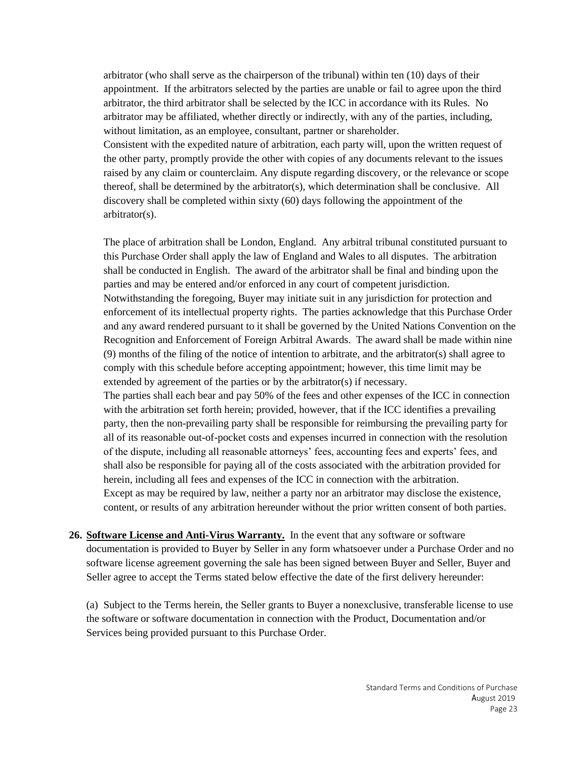arbitrator (who shall serve as the chairperson of the tribunal) within ten (10) days of their appointment. If the arbitrators selected by the parties are unable or fail to agree upon the third arbitrator, the third arbitrator shall be selected by the ICC in accordance with its Rules. No arbitrator may be affiliated, whether directly or indirectly, with any of the parties, including, without limitation, as an employee, consultant, partner or shareholder.
Consistent with the expedited nature of arbitration, each party will, upon the written request of the other party, promptly provide the other with copies of any documents relevant to the issues raised by any claim or counterclaim. Any dispute regarding discovery, or the relevance or scope thereof, shall be determined by the arbitrator(s), which determination shall be conclusive. All discovery shall be completed within sixty (60) days following the appointment of the arbitrator(s).

The place of arbitration shall be London, England. Any arbitral tribunal constituted pursuant to this Purchase Order shall apply the law of England and Wales to all disputes. The arbitration shall be conducted in English. The award of the arbitrator shall be final and binding upon the parties and may be entered and/or enforced in any court of competent jurisdiction. Notwithstanding the foregoing, Buyer may initiate suit in any jurisdiction for protection and enforcement of its intellectual property rights. The parties acknowledge that this Purchase Order and any award rendered pursuant to it shall be governed by the United Nations Convention on the Recognition and Enforcement of Foreign Arbitral Awards. The award shall be made within nine (9) months of the filing of the notice of intention to arbitrate, and the arbitrator(s) shall agree to comply with this schedule before accepting appointment; however, this time limit may be extended by agreement of the parties or by the arbitrator(s) if necessary.
The parties shall each bear and pay 50% of the fees and other expenses of the ICC in connection with the arbitration set forth herein; provided, however, that if the ICC identifies a prevailing party, then the non-prevailing party shall be responsible for reimbursing the prevailing party for all of its reasonable out-of-pocket costs and expenses incurred in connection with the resolution of the dispute, including all reasonable attorneys' fees, accounting fees and experts' fees, and shall also be responsible for paying all of the costs associated with the arbitration provided for herein, including all fees and expenses of the ICC in connection with the arbitration.
Except as may be required by law, neither a party nor an arbitrator may disclose the existence, content, or results of any arbitration hereunder without the prior written consent of both parties.

**26. Software License and Anti-Virus Warranty.** In the event that any software or software documentation is provided to Buyer by Seller in any form whatsoever under a Purchase Order and no software license agreement governing the sale has been signed between Buyer and Seller, Buyer and Seller agree to accept the Terms stated below effective the date of the first delivery hereunder:

(a) Subject to the Terms herein, the Seller grants to Buyer a nonexclusive, transferable license to use the software or software documentation in connection with the Product, Documentation and/or Services being provided pursuant to this Purchase Order.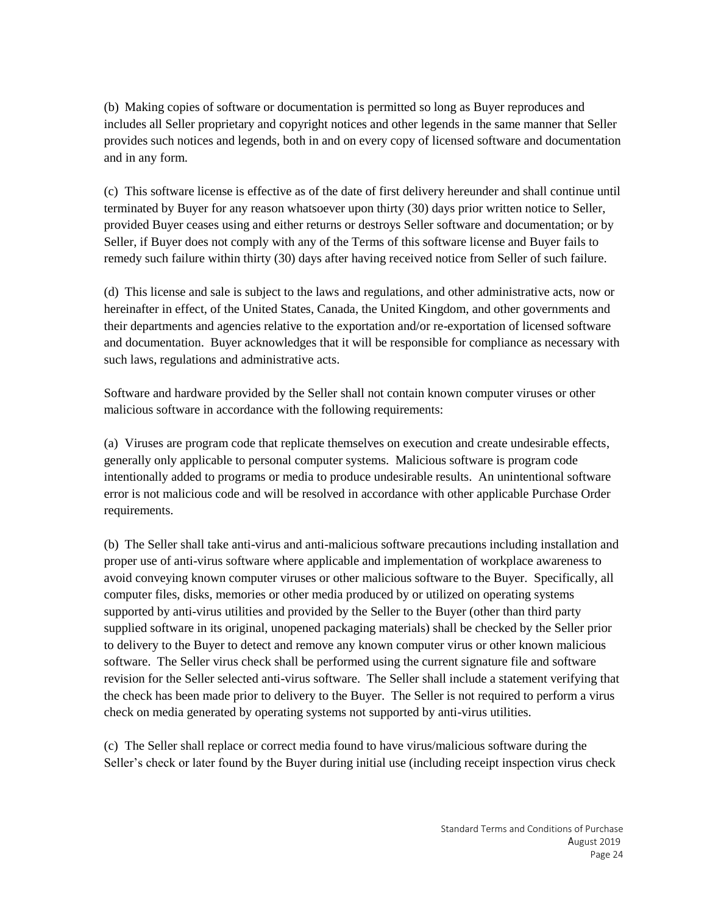(b) Making copies of software or documentation is permitted so long as Buyer reproduces and includes all Seller proprietary and copyright notices and other legends in the same manner that Seller provides such notices and legends, both in and on every copy of licensed software and documentation and in any form.

(c) This software license is effective as of the date of first delivery hereunder and shall continue until terminated by Buyer for any reason whatsoever upon thirty (30) days prior written notice to Seller, provided Buyer ceases using and either returns or destroys Seller software and documentation; or by Seller, if Buyer does not comply with any of the Terms of this software license and Buyer fails to remedy such failure within thirty (30) days after having received notice from Seller of such failure.

(d) This license and sale is subject to the laws and regulations, and other administrative acts, now or hereinafter in effect, of the United States, Canada, the United Kingdom, and other governments and their departments and agencies relative to the exportation and/or re-exportation of licensed software and documentation. Buyer acknowledges that it will be responsible for compliance as necessary with such laws, regulations and administrative acts.

Software and hardware provided by the Seller shall not contain known computer viruses or other malicious software in accordance with the following requirements:

(a) Viruses are program code that replicate themselves on execution and create undesirable effects, generally only applicable to personal computer systems. Malicious software is program code intentionally added to programs or media to produce undesirable results. An unintentional software error is not malicious code and will be resolved in accordance with other applicable Purchase Order requirements.

(b) The Seller shall take anti-virus and anti-malicious software precautions including installation and proper use of anti-virus software where applicable and implementation of workplace awareness to avoid conveying known computer viruses or other malicious software to the Buyer. Specifically, all computer files, disks, memories or other media produced by or utilized on operating systems supported by anti-virus utilities and provided by the Seller to the Buyer (other than third party supplied software in its original, unopened packaging materials) shall be checked by the Seller prior to delivery to the Buyer to detect and remove any known computer virus or other known malicious software. The Seller virus check shall be performed using the current signature file and software revision for the Seller selected anti-virus software. The Seller shall include a statement verifying that the check has been made prior to delivery to the Buyer. The Seller is not required to perform a virus check on media generated by operating systems not supported by anti-virus utilities.

(c) The Seller shall replace or correct media found to have virus/malicious software during the Seller's check or later found by the Buyer during initial use (including receipt inspection virus check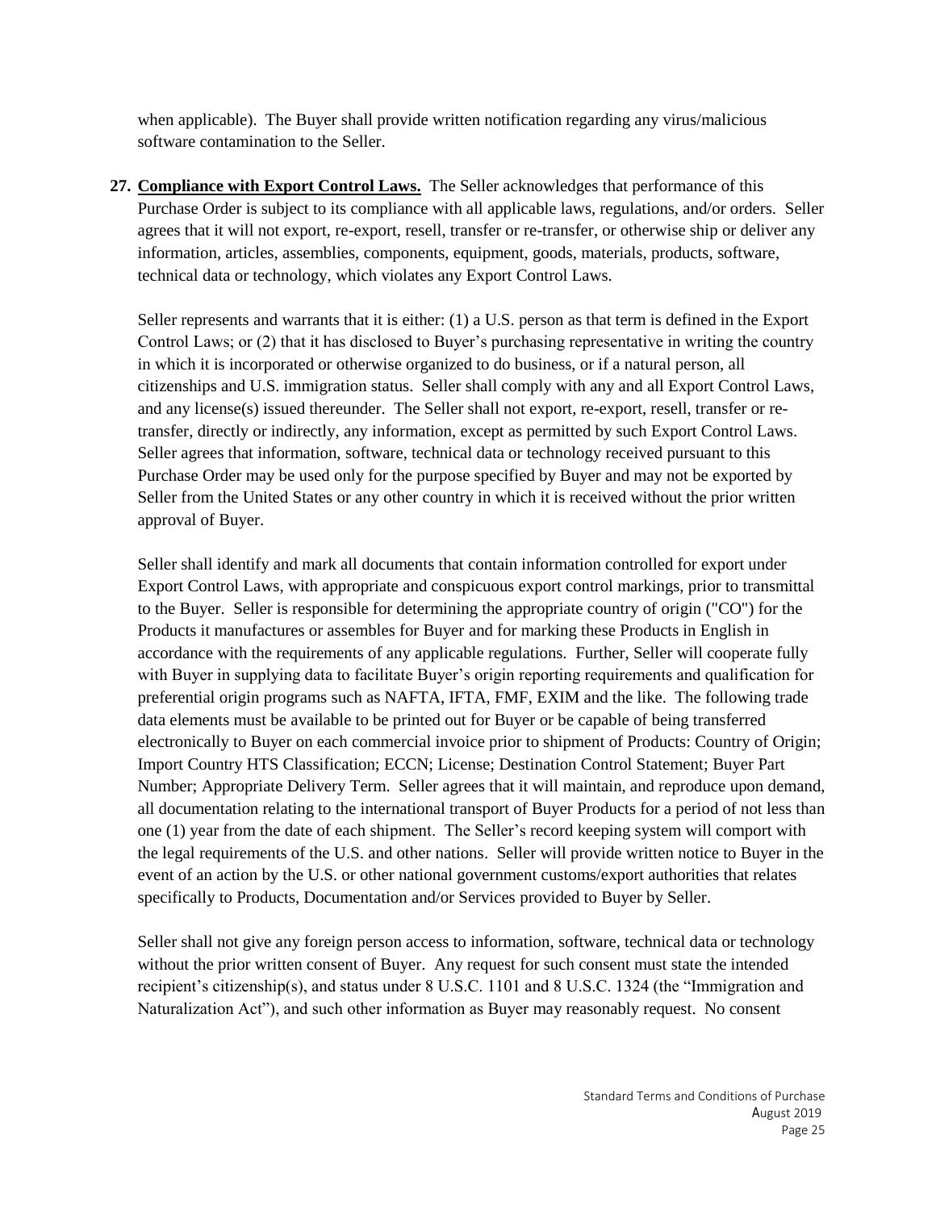when applicable). The Buyer shall provide written notification regarding any virus/malicious software contamination to the Seller.

**27. Compliance with Export Control Laws.** The Seller acknowledges that performance of this Purchase Order is subject to its compliance with all applicable laws, regulations, and/or orders. Seller agrees that it will not export, re-export, resell, transfer or re-transfer, or otherwise ship or deliver any information, articles, assemblies, components, equipment, goods, materials, products, software, technical data or technology, which violates any Export Control Laws.

Seller represents and warrants that it is either: (1) a U.S. person as that term is defined in the Export Control Laws; or (2) that it has disclosed to Buyer's purchasing representative in writing the country in which it is incorporated or otherwise organized to do business, or if a natural person, all citizenships and U.S. immigration status. Seller shall comply with any and all Export Control Laws, and any license(s) issued thereunder. The Seller shall not export, re-export, resell, transfer or re-transfer, directly or indirectly, any information, except as permitted by such Export Control Laws. Seller agrees that information, software, technical data or technology received pursuant to this Purchase Order may be used only for the purpose specified by Buyer and may not be exported by Seller from the United States or any other country in which it is received without the prior written approval of Buyer.

Seller shall identify and mark all documents that contain information controlled for export under Export Control Laws, with appropriate and conspicuous export control markings, prior to transmittal to the Buyer. Seller is responsible for determining the appropriate country of origin ("CO") for the Products it manufactures or assembles for Buyer and for marking these Products in English in accordance with the requirements of any applicable regulations. Further, Seller will cooperate fully with Buyer in supplying data to facilitate Buyer's origin reporting requirements and qualification for preferential origin programs such as NAFTA, IFTA, FMF, EXIM and the like. The following trade data elements must be available to be printed out for Buyer or be capable of being transferred electronically to Buyer on each commercial invoice prior to shipment of Products: Country of Origin; Import Country HTS Classification; ECCN; License; Destination Control Statement; Buyer Part Number; Appropriate Delivery Term. Seller agrees that it will maintain, and reproduce upon demand, all documentation relating to the international transport of Buyer Products for a period of not less than one (1) year from the date of each shipment. The Seller's record keeping system will comport with the legal requirements of the U.S. and other nations. Seller will provide written notice to Buyer in the event of an action by the U.S. or other national government customs/export authorities that relates specifically to Products, Documentation and/or Services provided to Buyer by Seller.

Seller shall not give any foreign person access to information, software, technical data or technology without the prior written consent of Buyer. Any request for such consent must state the intended recipient's citizenship(s), and status under 8 U.S.C. 1101 and 8 U.S.C. 1324 (the "Immigration and Naturalization Act"), and such other information as Buyer may reasonably request. No consent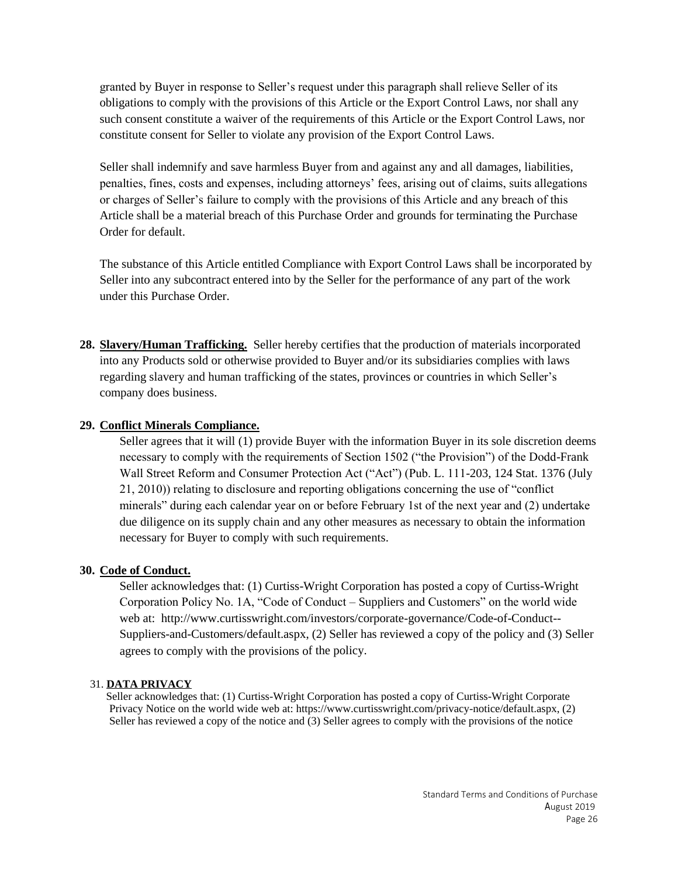granted by Buyer in response to Seller's request under this paragraph shall relieve Seller of its obligations to comply with the provisions of this Article or the Export Control Laws, nor shall any such consent constitute a waiver of the requirements of this Article or the Export Control Laws, nor constitute consent for Seller to violate any provision of the Export Control Laws.

Seller shall indemnify and save harmless Buyer from and against any and all damages, liabilities, penalties, fines, costs and expenses, including attorneys' fees, arising out of claims, suits allegations or charges of Seller's failure to comply with the provisions of this Article and any breach of this Article shall be a material breach of this Purchase Order and grounds for terminating the Purchase Order for default.

The substance of this Article entitled Compliance with Export Control Laws shall be incorporated by Seller into any subcontract entered into by the Seller for the performance of any part of the work under this Purchase Order.

**28. Slavery/Human Trafficking.** Seller hereby certifies that the production of materials incorporated into any Products sold or otherwise provided to Buyer and/or its subsidiaries complies with laws regarding slavery and human trafficking of the states, provinces or countries in which Seller's company does business.

**29. Conflict Minerals Compliance.**

Seller agrees that it will (1) provide Buyer with the information Buyer in its sole discretion deems necessary to comply with the requirements of Section 1502 ("the Provision") of the Dodd-Frank Wall Street Reform and Consumer Protection Act ("Act") (Pub. L. 111-203, 124 Stat. 1376 (July 21, 2010)) relating to disclosure and reporting obligations concerning the use of "conflict minerals" during each calendar year on or before February 1st of the next year and (2) undertake due diligence on its supply chain and any other measures as necessary to obtain the information necessary for Buyer to comply with such requirements.

**30. Code of Conduct.**

Seller acknowledges that: (1) Curtiss-Wright Corporation has posted a copy of Curtiss-Wright Corporation Policy No. 1A, "Code of Conduct – Suppliers and Customers" on the world wide web at: http://www.curtisswright.com/investors/corporate-governance/Code-of-Conduct--Suppliers-and-Customers/default.aspx, (2) Seller has reviewed a copy of the policy and (3) Seller agrees to comply with the provisions of the policy.

31. **DATA PRIVACY**

Seller acknowledges that: (1) Curtiss-Wright Corporation has posted a copy of Curtiss-Wright Corporate Privacy Notice on the world wide web at: https://www.curtisswright.com/privacy-notice/default.aspx, (2) Seller has reviewed a copy of the notice and (3) Seller agrees to comply with the provisions of the notice